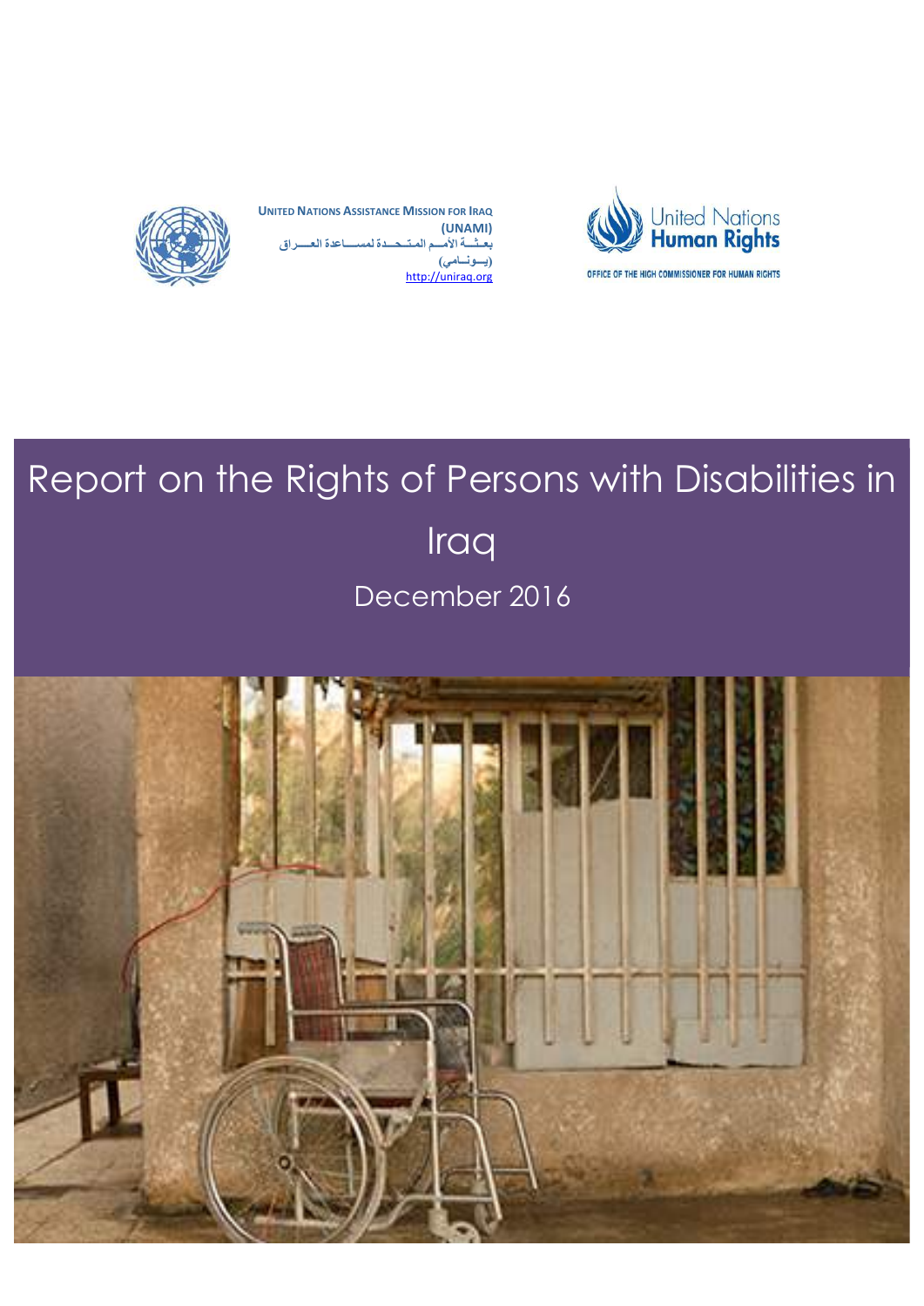**UNITED NATIONS ASSISTANCE MISSION FOR IRAQ**
**(UNAMI)**
بعثــة الأمــم المتـحـدة لمســاعدة العــراق
(يــونــامي)
http://uniraq.org

United Nations
**Human Rights**
OFFICE OF THE HIGH COMMISSIONER FOR HUMAN RIGHTS

# Report on the Rights of Persons with Disabilities in Iraq

## December 2016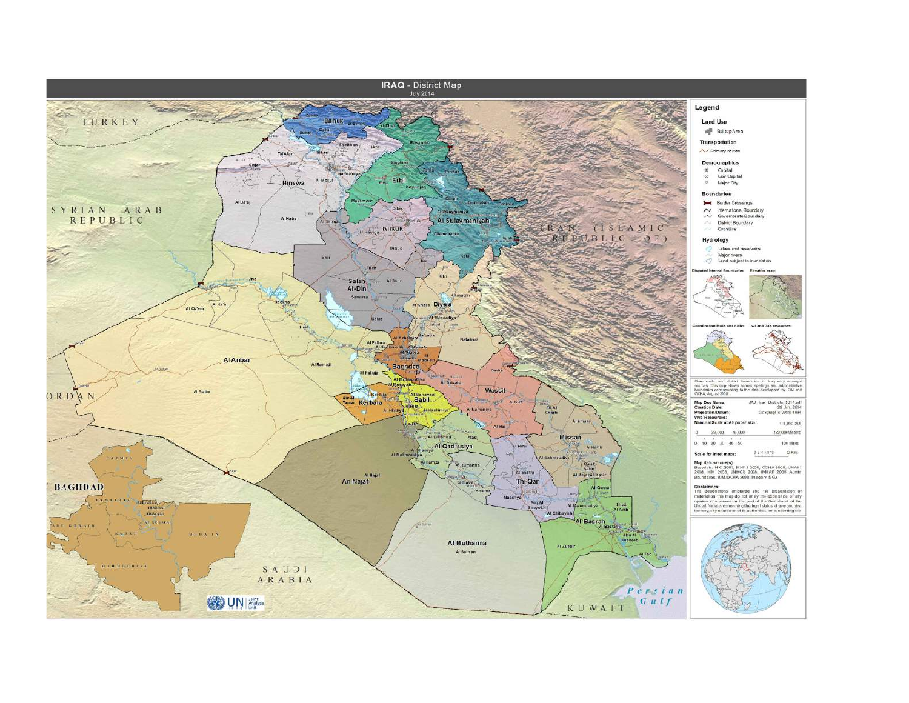# IRAQ - District Map

July 2014

## Legend

**Land Use**

- BuiltupArea

**Transportation**

- Primary routes

**Demographics**

- Capital
- Gov Capital
- Major City

**Boundaries**

- Border Crossings
- International Boundary
- Governorate Boundary
- District Boundary
- Coastline

**Hydrology**

- Lakes and reservoirs
- Major rivers
- Land subject to inundation

Disputed Internal Boundaries:

Elevation map:

Coordination Hubs and AoRs:

Oil and Gas resources:

Governorate and district boundaries in Iraq vary amongst sources. This map shows names, spellings and administrative boundaries corresponding to the data developed by IOM and OCHA, August 2008.

| | |
|---|---|
| **Map Doc Name:** | JAU_Iraq_Districts_2014.pdf |
| **Creation Date:** | 29 Jan. 2014 |
| **Projection/Datum:** | Geographic WGS 1984 |
| **Web Resources:** | |
| **Nominal Scale at A0 paper size:** | 1:1,160,265 |

0 38,000 76,000 152,000 Meters

0 10 20 30 40 50 100 Miles

**Scale for inset maps:** 0 2 4 6 8 10 20 Kms

**Map data source(s):**
Basedata: HIC 2001, MNF-I 2006, OCHA 2008, UNAMI 2008, IOM 2008, UNHCR 2008, IMMAP 2008. Admin Boundaries: IOM/OCHA 2008. Imagery: NGA

**Disclaimers:**
The designations employed and the presentation of material on this map do not imply the expression of any opinion whatsoever on the part of the Secretariat of the United Nations concerning the legal status of any country, territory, city or area or of its authorities, or concerning the

UN Joint Analysis Unit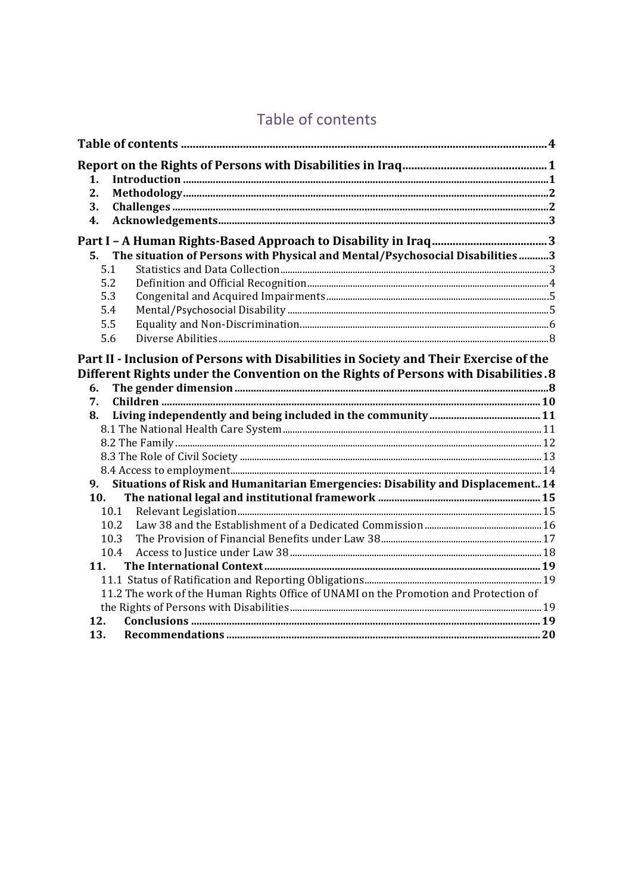# Table of contents

**Table of contents** .......... **4**

**Report on the Rights of Persons with Disabilities in Iraq** .......... **1**

1. **Introduction** .......... **1**
2. **Methodology** .......... **2**
3. **Challenges** .......... **2**
4. **Acknowledgements** .......... **3**

**Part I – A Human Rights-Based Approach to Disability in Iraq** .......... **3**

5. **The situation of Persons with Physical and Mental/Psychosocial Disabilities** .......... **3**
   - 5.1 Statistics and Data Collection .......... 3
   - 5.2 Definition and Official Recognition .......... 4
   - 5.3 Congenital and Acquired Impairments .......... 5
   - 5.4 Mental/Psychosocial Disability .......... 5
   - 5.5 Equality and Non-Discrimination .......... 6
   - 5.6 Diverse Abilities .......... 8

**Part II - Inclusion of Persons with Disabilities in Society and Their Exercise of the Different Rights under the Convention on the Rights of Persons with Disabilities** .......... **8**

6. **The gender dimension** .......... **8**
7. **Children** .......... **10**
8. **Living independently and being included in the community** .......... **11**
   - 8.1 The National Health Care System .......... 11
   - 8.2 The Family .......... 12
   - 8.3 The Role of Civil Society .......... 13
   - 8.4 Access to employment .......... 14
9. **Situations of Risk and Humanitarian Emergencies: Disability and Displacement** .......... **14**
10. **The national legal and institutional framework** .......... **15**
    - 10.1 Relevant Legislation .......... 15
    - 10.2 Law 38 and the Establishment of a Dedicated Commission .......... 16
    - 10.3 The Provision of Financial Benefits under Law 38 .......... 17
    - 10.4 Access to Justice under Law 38 .......... 18
11. **The International Context** .......... **19**
    - 11.1 Status of Ratification and Reporting Obligations .......... 19
    - 11.2 The work of the Human Rights Office of UNAMI on the Promotion and Protection of the Rights of Persons with Disabilities .......... 19
12. **Conclusions** .......... **19**
13. **Recommendations** .......... **20**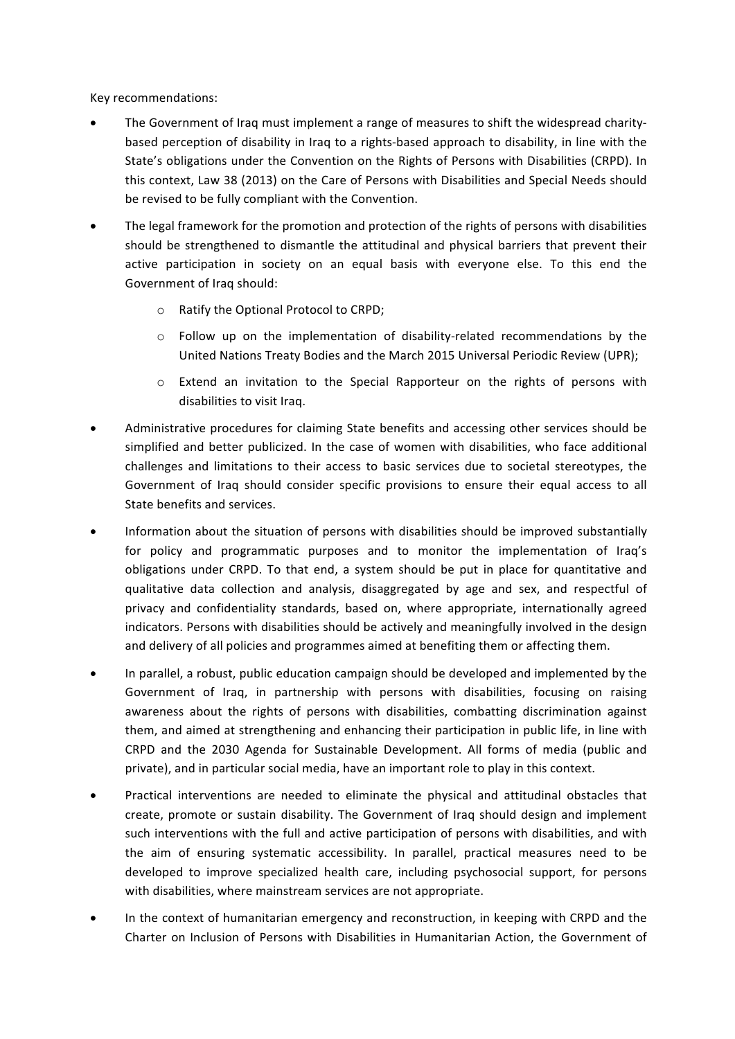Key recommendations:

- The Government of Iraq must implement a range of measures to shift the widespread charity-based perception of disability in Iraq to a rights-based approach to disability, in line with the State's obligations under the Convention on the Rights of Persons with Disabilities (CRPD). In this context, Law 38 (2013) on the Care of Persons with Disabilities and Special Needs should be revised to be fully compliant with the Convention.

- The legal framework for the promotion and protection of the rights of persons with disabilities should be strengthened to dismantle the attitudinal and physical barriers that prevent their active participation in society on an equal basis with everyone else. To this end the Government of Iraq should:
  - Ratify the Optional Protocol to CRPD;
  - Follow up on the implementation of disability-related recommendations by the United Nations Treaty Bodies and the March 2015 Universal Periodic Review (UPR);
  - Extend an invitation to the Special Rapporteur on the rights of persons with disabilities to visit Iraq.

- Administrative procedures for claiming State benefits and accessing other services should be simplified and better publicized. In the case of women with disabilities, who face additional challenges and limitations to their access to basic services due to societal stereotypes, the Government of Iraq should consider specific provisions to ensure their equal access to all State benefits and services.

- Information about the situation of persons with disabilities should be improved substantially for policy and programmatic purposes and to monitor the implementation of Iraq's obligations under CRPD. To that end, a system should be put in place for quantitative and qualitative data collection and analysis, disaggregated by age and sex, and respectful of privacy and confidentiality standards, based on, where appropriate, internationally agreed indicators. Persons with disabilities should be actively and meaningfully involved in the design and delivery of all policies and programmes aimed at benefiting them or affecting them.

- In parallel, a robust, public education campaign should be developed and implemented by the Government of Iraq, in partnership with persons with disabilities, focusing on raising awareness about the rights of persons with disabilities, combatting discrimination against them, and aimed at strengthening and enhancing their participation in public life, in line with CRPD and the 2030 Agenda for Sustainable Development. All forms of media (public and private), and in particular social media, have an important role to play in this context.

- Practical interventions are needed to eliminate the physical and attitudinal obstacles that create, promote or sustain disability. The Government of Iraq should design and implement such interventions with the full and active participation of persons with disabilities, and with the aim of ensuring systematic accessibility. In parallel, practical measures need to be developed to improve specialized health care, including psychosocial support, for persons with disabilities, where mainstream services are not appropriate.

- In the context of humanitarian emergency and reconstruction, in keeping with CRPD and the Charter on Inclusion of Persons with Disabilities in Humanitarian Action, the Government of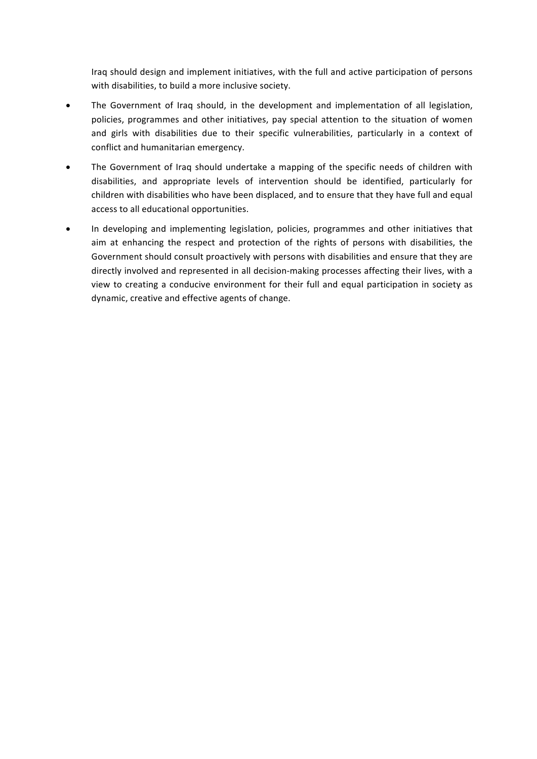Iraq should design and implement initiatives, with the full and active participation of persons with disabilities, to build a more inclusive society.

- The Government of Iraq should, in the development and implementation of all legislation, policies, programmes and other initiatives, pay special attention to the situation of women and girls with disabilities due to their specific vulnerabilities, particularly in a context of conflict and humanitarian emergency.
- The Government of Iraq should undertake a mapping of the specific needs of children with disabilities, and appropriate levels of intervention should be identified, particularly for children with disabilities who have been displaced, and to ensure that they have full and equal access to all educational opportunities.
- In developing and implementing legislation, policies, programmes and other initiatives that aim at enhancing the respect and protection of the rights of persons with disabilities, the Government should consult proactively with persons with disabilities and ensure that they are directly involved and represented in all decision-making processes affecting their lives, with a view to creating a conducive environment for their full and equal participation in society as dynamic, creative and effective agents of change.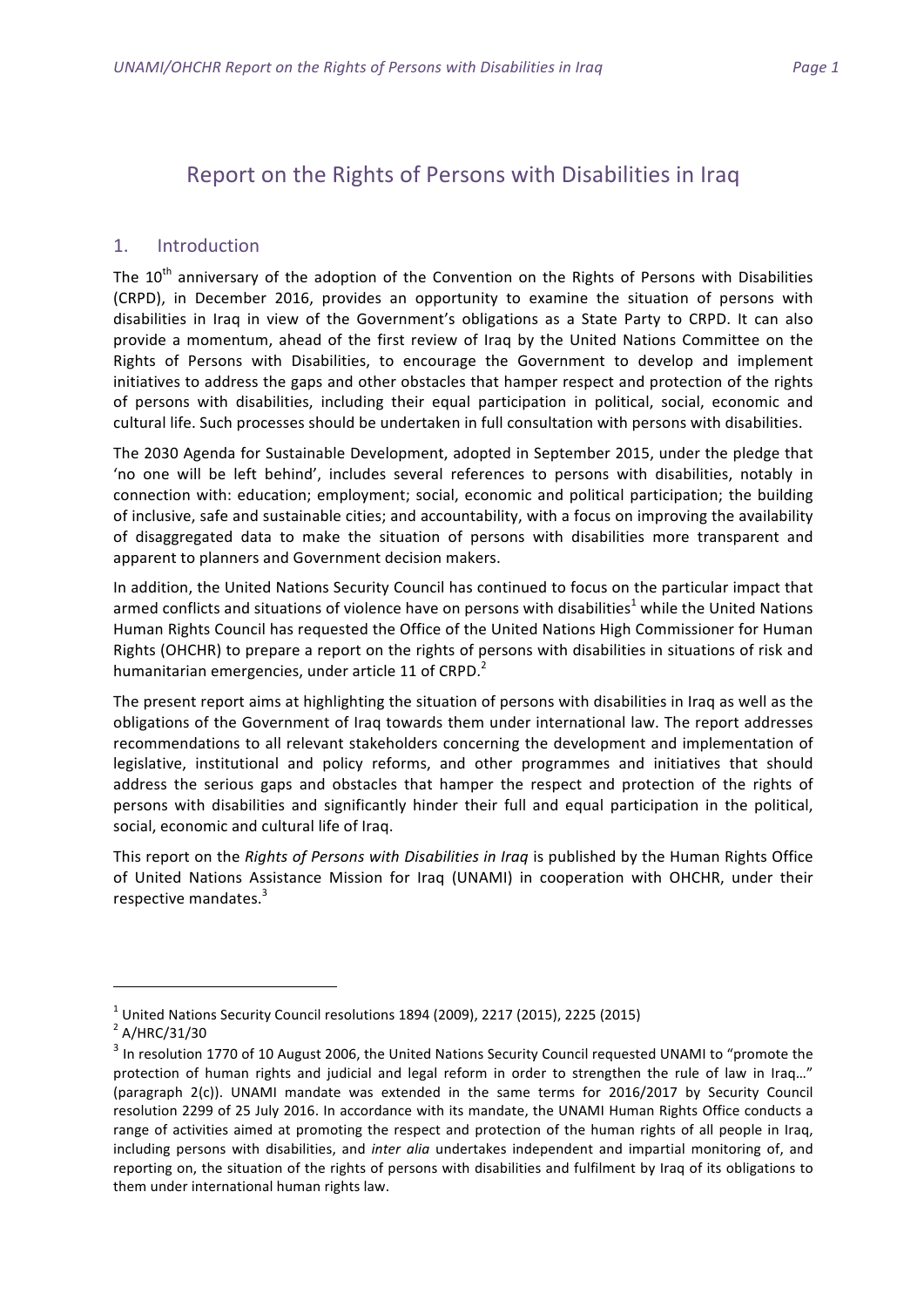# Report on the Rights of Persons with Disabilities in Iraq

## 1. Introduction

The 10th anniversary of the adoption of the Convention on the Rights of Persons with Disabilities (CRPD), in December 2016, provides an opportunity to examine the situation of persons with disabilities in Iraq in view of the Government's obligations as a State Party to CRPD. It can also provide a momentum, ahead of the first review of Iraq by the United Nations Committee on the Rights of Persons with Disabilities, to encourage the Government to develop and implement initiatives to address the gaps and other obstacles that hamper respect and protection of the rights of persons with disabilities, including their equal participation in political, social, economic and cultural life. Such processes should be undertaken in full consultation with persons with disabilities.

The 2030 Agenda for Sustainable Development, adopted in September 2015, under the pledge that 'no one will be left behind', includes several references to persons with disabilities, notably in connection with: education; employment; social, economic and political participation; the building of inclusive, safe and sustainable cities; and accountability, with a focus on improving the availability of disaggregated data to make the situation of persons with disabilities more transparent and apparent to planners and Government decision makers.

In addition, the United Nations Security Council has continued to focus on the particular impact that armed conflicts and situations of violence have on persons with disabilities[1] while the United Nations Human Rights Council has requested the Office of the United Nations High Commissioner for Human Rights (OHCHR) to prepare a report on the rights of persons with disabilities in situations of risk and humanitarian emergencies, under article 11 of CRPD.[2]

The present report aims at highlighting the situation of persons with disabilities in Iraq as well as the obligations of the Government of Iraq towards them under international law. The report addresses recommendations to all relevant stakeholders concerning the development and implementation of legislative, institutional and policy reforms, and other programmes and initiatives that should address the serious gaps and obstacles that hamper the respect and protection of the rights of persons with disabilities and significantly hinder their full and equal participation in the political, social, economic and cultural life of Iraq.

This report on the *Rights of Persons with Disabilities in Iraq* is published by the Human Rights Office of United Nations Assistance Mission for Iraq (UNAMI) in cooperation with OHCHR, under their respective mandates.[3]

---

[1] United Nations Security Council resolutions 1894 (2009), 2217 (2015), 2225 (2015)

[2] A/HRC/31/30

[3] In resolution 1770 of 10 August 2006, the United Nations Security Council requested UNAMI to "promote the protection of human rights and judicial and legal reform in order to strengthen the rule of law in Iraq…" (paragraph 2(c)). UNAMI mandate was extended in the same terms for 2016/2017 by Security Council resolution 2299 of 25 July 2016. In accordance with its mandate, the UNAMI Human Rights Office conducts a range of activities aimed at promoting the respect and protection of the human rights of all people in Iraq, including persons with disabilities, and *inter alia* undertakes independent and impartial monitoring of, and reporting on, the situation of the rights of persons with disabilities and fulfilment by Iraq of its obligations to them under international human rights law.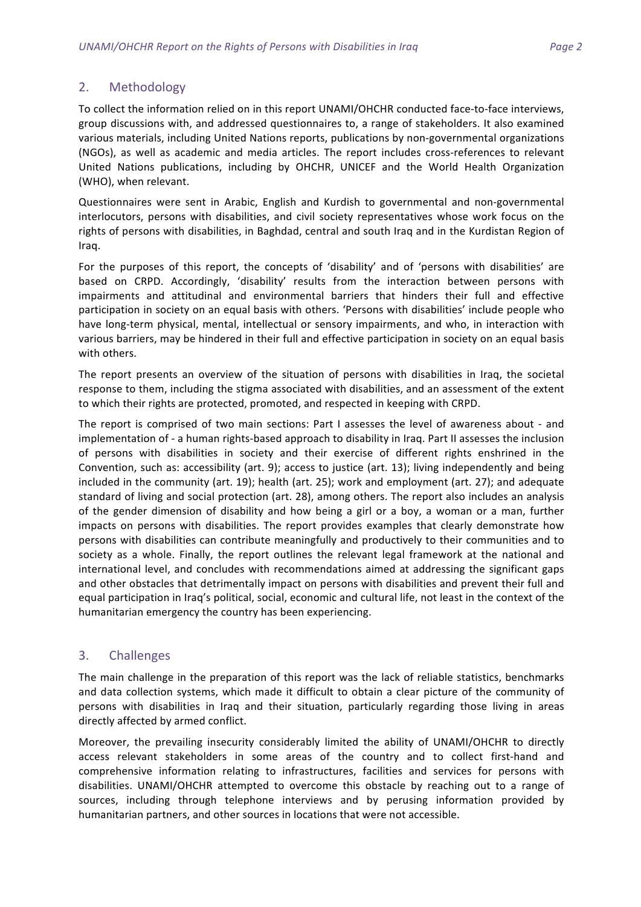## 2. Methodology

To collect the information relied on in this report UNAMI/OHCHR conducted face-to-face interviews, group discussions with, and addressed questionnaires to, a range of stakeholders. It also examined various materials, including United Nations reports, publications by non-governmental organizations (NGOs), as well as academic and media articles. The report includes cross-references to relevant United Nations publications, including by OHCHR, UNICEF and the World Health Organization (WHO), when relevant.

Questionnaires were sent in Arabic, English and Kurdish to governmental and non-governmental interlocutors, persons with disabilities, and civil society representatives whose work focus on the rights of persons with disabilities, in Baghdad, central and south Iraq and in the Kurdistan Region of Iraq.

For the purposes of this report, the concepts of 'disability' and of 'persons with disabilities' are based on CRPD. Accordingly, 'disability' results from the interaction between persons with impairments and attitudinal and environmental barriers that hinders their full and effective participation in society on an equal basis with others. 'Persons with disabilities' include people who have long-term physical, mental, intellectual or sensory impairments, and who, in interaction with various barriers, may be hindered in their full and effective participation in society on an equal basis with others.

The report presents an overview of the situation of persons with disabilities in Iraq, the societal response to them, including the stigma associated with disabilities, and an assessment of the extent to which their rights are protected, promoted, and respected in keeping with CRPD.

The report is comprised of two main sections: Part I assesses the level of awareness about - and implementation of - a human rights-based approach to disability in Iraq. Part II assesses the inclusion of persons with disabilities in society and their exercise of different rights enshrined in the Convention, such as: accessibility (art. 9); access to justice (art. 13); living independently and being included in the community (art. 19); health (art. 25); work and employment (art. 27); and adequate standard of living and social protection (art. 28), among others. The report also includes an analysis of the gender dimension of disability and how being a girl or a boy, a woman or a man, further impacts on persons with disabilities. The report provides examples that clearly demonstrate how persons with disabilities can contribute meaningfully and productively to their communities and to society as a whole. Finally, the report outlines the relevant legal framework at the national and international level, and concludes with recommendations aimed at addressing the significant gaps and other obstacles that detrimentally impact on persons with disabilities and prevent their full and equal participation in Iraq's political, social, economic and cultural life, not least in the context of the humanitarian emergency the country has been experiencing.

## 3. Challenges

The main challenge in the preparation of this report was the lack of reliable statistics, benchmarks and data collection systems, which made it difficult to obtain a clear picture of the community of persons with disabilities in Iraq and their situation, particularly regarding those living in areas directly affected by armed conflict.

Moreover, the prevailing insecurity considerably limited the ability of UNAMI/OHCHR to directly access relevant stakeholders in some areas of the country and to collect first-hand and comprehensive information relating to infrastructures, facilities and services for persons with disabilities. UNAMI/OHCHR attempted to overcome this obstacle by reaching out to a range of sources, including through telephone interviews and by perusing information provided by humanitarian partners, and other sources in locations that were not accessible.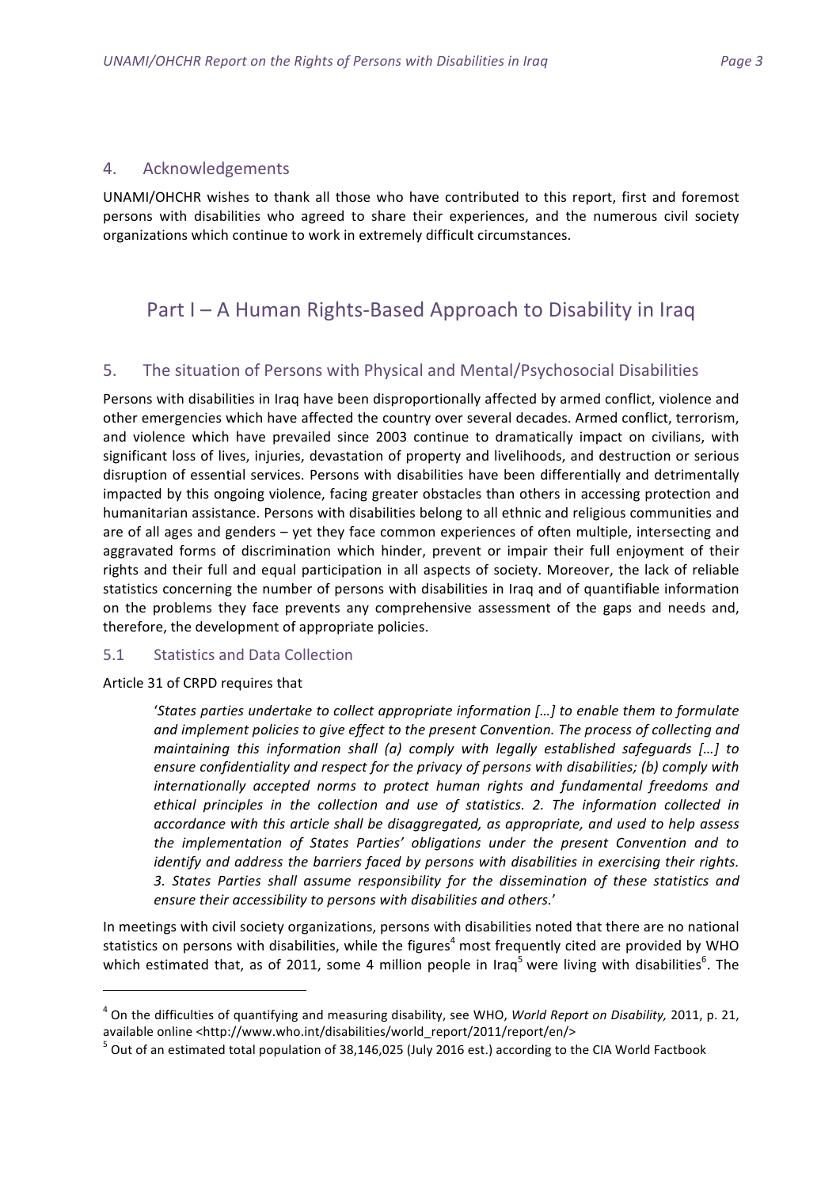## 4. Acknowledgements

UNAMI/OHCHR wishes to thank all those who have contributed to this report, first and foremost persons with disabilities who agreed to share their experiences, and the numerous civil society organizations which continue to work in extremely difficult circumstances.

# Part I – A Human Rights-Based Approach to Disability in Iraq

## 5. The situation of Persons with Physical and Mental/Psychosocial Disabilities

Persons with disabilities in Iraq have been disproportionally affected by armed conflict, violence and other emergencies which have affected the country over several decades. Armed conflict, terrorism, and violence which have prevailed since 2003 continue to dramatically impact on civilians, with significant loss of lives, injuries, devastation of property and livelihoods, and destruction or serious disruption of essential services. Persons with disabilities have been differentially and detrimentally impacted by this ongoing violence, facing greater obstacles than others in accessing protection and humanitarian assistance. Persons with disabilities belong to all ethnic and religious communities and are of all ages and genders – yet they face common experiences of often multiple, intersecting and aggravated forms of discrimination which hinder, prevent or impair their full enjoyment of their rights and their full and equal participation in all aspects of society. Moreover, the lack of reliable statistics concerning the number of persons with disabilities in Iraq and of quantifiable information on the problems they face prevents any comprehensive assessment of the gaps and needs and, therefore, the development of appropriate policies.

### 5.1 Statistics and Data Collection

Article 31 of CRPD requires that

> '*States parties undertake to collect appropriate information […] to enable them to formulate and implement policies to give effect to the present Convention. The process of collecting and maintaining this information shall (a) comply with legally established safeguards […] to ensure confidentiality and respect for the privacy of persons with disabilities; (b) comply with internationally accepted norms to protect human rights and fundamental freedoms and ethical principles in the collection and use of statistics. 2. The information collected in accordance with this article shall be disaggregated, as appropriate, and used to help assess the implementation of States Parties' obligations under the present Convention and to identify and address the barriers faced by persons with disabilities in exercising their rights. 3. States Parties shall assume responsibility for the dissemination of these statistics and ensure their accessibility to persons with disabilities and others.*'

In meetings with civil society organizations, persons with disabilities noted that there are no national statistics on persons with disabilities, while the figures[4] most frequently cited are provided by WHO which estimated that, as of 2011, some 4 million people in Iraq[5] were living with disabilities[6]. The

---

[4] On the difficulties of quantifying and measuring disability, see WHO, *World Report on Disability,* 2011, p. 21, available online <http://www.who.int/disabilities/world_report/2011/report/en/>

[5] Out of an estimated total population of 38,146,025 (July 2016 est.) according to the CIA World Factbook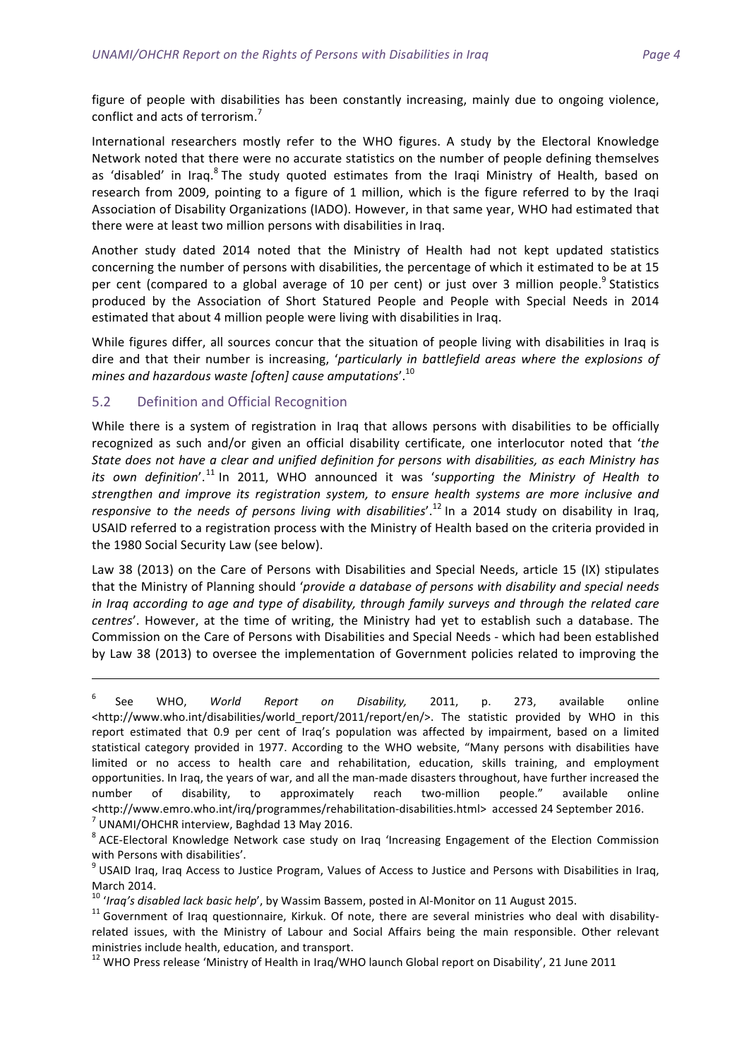figure of people with disabilities has been constantly increasing, mainly due to ongoing violence, conflict and acts of terrorism.[7]

International researchers mostly refer to the WHO figures. A study by the Electoral Knowledge Network noted that there were no accurate statistics on the number of people defining themselves as 'disabled' in Iraq.[8] The study quoted estimates from the Iraqi Ministry of Health, based on research from 2009, pointing to a figure of 1 million, which is the figure referred to by the Iraqi Association of Disability Organizations (IADO). However, in that same year, WHO had estimated that there were at least two million persons with disabilities in Iraq.

Another study dated 2014 noted that the Ministry of Health had not kept updated statistics concerning the number of persons with disabilities, the percentage of which it estimated to be at 15 per cent (compared to a global average of 10 per cent) or just over 3 million people.[9] Statistics produced by the Association of Short Statured People and People with Special Needs in 2014 estimated that about 4 million people were living with disabilities in Iraq.

While figures differ, all sources concur that the situation of people living with disabilities in Iraq is dire and that their number is increasing, '*particularly in battlefield areas where the explosions of mines and hazardous waste [often] cause amputations*'.[10]

## 5.2 Definition and Official Recognition

While there is a system of registration in Iraq that allows persons with disabilities to be officially recognized as such and/or given an official disability certificate, one interlocutor noted that '*the State does not have a clear and unified definition for persons with disabilities, as each Ministry has its own definition*'.[11] In 2011, WHO announced it was '*supporting the Ministry of Health to strengthen and improve its registration system, to ensure health systems are more inclusive and responsive to the needs of persons living with disabilities*'.[12] In a 2014 study on disability in Iraq, USAID referred to a registration process with the Ministry of Health based on the criteria provided in the 1980 Social Security Law (see below).

Law 38 (2013) on the Care of Persons with Disabilities and Special Needs, article 15 (IX) stipulates that the Ministry of Planning should '*provide a database of persons with disability and special needs in Iraq according to age and type of disability, through family surveys and through the related care centres*'. However, at the time of writing, the Ministry had yet to establish such a database. The Commission on the Care of Persons with Disabilities and Special Needs - which had been established by Law 38 (2013) to oversee the implementation of Government policies related to improving the

---

[6] See WHO, *World Report on Disability,* 2011, p. 273, available online <http://www.who.int/disabilities/world_report/2011/report/en/>. The statistic provided by WHO in this report estimated that 0.9 per cent of Iraq's population was affected by impairment, based on a limited statistical category provided in 1977. According to the WHO website, "Many persons with disabilities have limited or no access to health care and rehabilitation, education, skills training, and employment opportunities. In Iraq, the years of war, and all the man-made disasters throughout, have further increased the number of disability, to approximately reach two-million people." available online <http://www.emro.who.int/irq/programmes/rehabilitation-disabilities.html> accessed 24 September 2016.

[7] UNAMI/OHCHR interview, Baghdad 13 May 2016.

[8] ACE-Electoral Knowledge Network case study on Iraq 'Increasing Engagement of the Election Commission with Persons with disabilities'.

[9] USAID Iraq, Iraq Access to Justice Program, Values of Access to Justice and Persons with Disabilities in Iraq, March 2014.

[10] '*Iraq's disabled lack basic help*', by Wassim Bassem, posted in Al-Monitor on 11 August 2015.

[11] Government of Iraq questionnaire, Kirkuk. Of note, there are several ministries who deal with disability-related issues, with the Ministry of Labour and Social Affairs being the main responsible. Other relevant ministries include health, education, and transport.

[12] WHO Press release 'Ministry of Health in Iraq/WHO launch Global report on Disability', 21 June 2011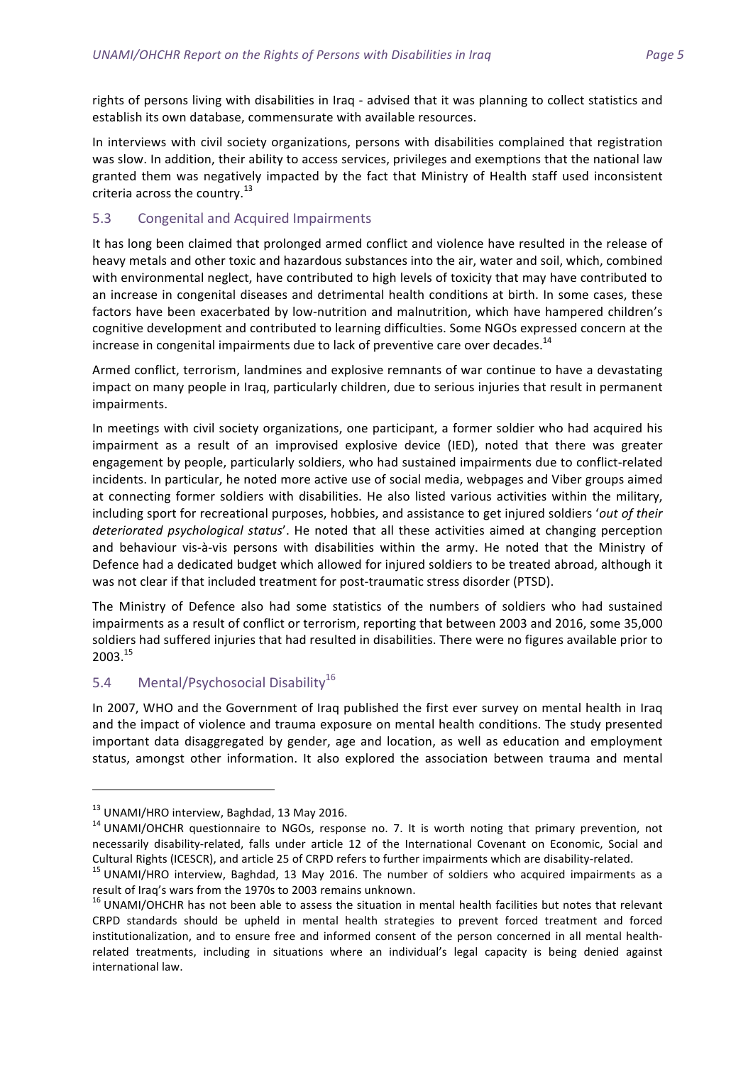rights of persons living with disabilities in Iraq - advised that it was planning to collect statistics and establish its own database, commensurate with available resources.

In interviews with civil society organizations, persons with disabilities complained that registration was slow. In addition, their ability to access services, privileges and exemptions that the national law granted them was negatively impacted by the fact that Ministry of Health staff used inconsistent criteria across the country.[13]

## 5.3 Congenital and Acquired Impairments

It has long been claimed that prolonged armed conflict and violence have resulted in the release of heavy metals and other toxic and hazardous substances into the air, water and soil, which, combined with environmental neglect, have contributed to high levels of toxicity that may have contributed to an increase in congenital diseases and detrimental health conditions at birth. In some cases, these factors have been exacerbated by low-nutrition and malnutrition, which have hampered children's cognitive development and contributed to learning difficulties. Some NGOs expressed concern at the increase in congenital impairments due to lack of preventive care over decades.[14]

Armed conflict, terrorism, landmines and explosive remnants of war continue to have a devastating impact on many people in Iraq, particularly children, due to serious injuries that result in permanent impairments.

In meetings with civil society organizations, one participant, a former soldier who had acquired his impairment as a result of an improvised explosive device (IED), noted that there was greater engagement by people, particularly soldiers, who had sustained impairments due to conflict-related incidents. In particular, he noted more active use of social media, webpages and Viber groups aimed at connecting former soldiers with disabilities. He also listed various activities within the military, including sport for recreational purposes, hobbies, and assistance to get injured soldiers '*out of their deteriorated psychological status*'. He noted that all these activities aimed at changing perception and behaviour vis-à-vis persons with disabilities within the army. He noted that the Ministry of Defence had a dedicated budget which allowed for injured soldiers to be treated abroad, although it was not clear if that included treatment for post-traumatic stress disorder (PTSD).

The Ministry of Defence also had some statistics of the numbers of soldiers who had sustained impairments as a result of conflict or terrorism, reporting that between 2003 and 2016, some 35,000 soldiers had suffered injuries that had resulted in disabilities. There were no figures available prior to 2003.[15]

## 5.4 Mental/Psychosocial Disability[16]

In 2007, WHO and the Government of Iraq published the first ever survey on mental health in Iraq and the impact of violence and trauma exposure on mental health conditions. The study presented important data disaggregated by gender, age and location, as well as education and employment status, amongst other information. It also explored the association between trauma and mental

---

[13] UNAMI/HRO interview, Baghdad, 13 May 2016.

[14] UNAMI/OHCHR questionnaire to NGOs, response no. 7. It is worth noting that primary prevention, not necessarily disability-related, falls under article 12 of the International Covenant on Economic, Social and Cultural Rights (ICESCR), and article 25 of CRPD refers to further impairments which are disability-related.

[15] UNAMI/HRO interview, Baghdad, 13 May 2016. The number of soldiers who acquired impairments as a result of Iraq's wars from the 1970s to 2003 remains unknown.

[16] UNAMI/OHCHR has not been able to assess the situation in mental health facilities but notes that relevant CRPD standards should be upheld in mental health strategies to prevent forced treatment and forced institutionalization, and to ensure free and informed consent of the person concerned in all mental health-related treatments, including in situations where an individual's legal capacity is being denied against international law.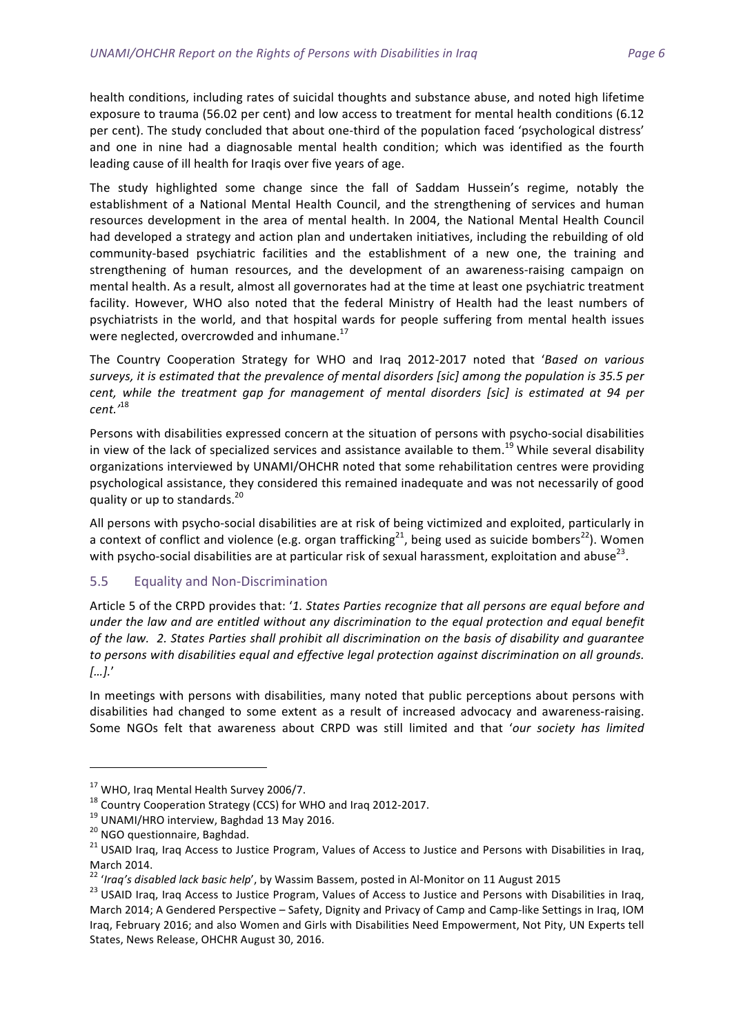health conditions, including rates of suicidal thoughts and substance abuse, and noted high lifetime exposure to trauma (56.02 per cent) and low access to treatment for mental health conditions (6.12 per cent). The study concluded that about one-third of the population faced 'psychological distress' and one in nine had a diagnosable mental health condition; which was identified as the fourth leading cause of ill health for Iraqis over five years of age.

The study highlighted some change since the fall of Saddam Hussein's regime, notably the establishment of a National Mental Health Council, and the strengthening of services and human resources development in the area of mental health. In 2004, the National Mental Health Council had developed a strategy and action plan and undertaken initiatives, including the rebuilding of old community-based psychiatric facilities and the establishment of a new one, the training and strengthening of human resources, and the development of an awareness-raising campaign on mental health. As a result, almost all governorates had at the time at least one psychiatric treatment facility. However, WHO also noted that the federal Ministry of Health had the least numbers of psychiatrists in the world, and that hospital wards for people suffering from mental health issues were neglected, overcrowded and inhumane.[17]

The Country Cooperation Strategy for WHO and Iraq 2012-2017 noted that '*Based on various surveys, it is estimated that the prevalence of mental disorders [sic] among the population is 35.5 per cent, while the treatment gap for management of mental disorders [sic] is estimated at 94 per cent.*'[18]

Persons with disabilities expressed concern at the situation of persons with psycho-social disabilities in view of the lack of specialized services and assistance available to them.[19] While several disability organizations interviewed by UNAMI/OHCHR noted that some rehabilitation centres were providing psychological assistance, they considered this remained inadequate and was not necessarily of good quality or up to standards.[20]

All persons with psycho-social disabilities are at risk of being victimized and exploited, particularly in a context of conflict and violence (e.g. organ trafficking[21], being used as suicide bombers[22]). Women with psycho-social disabilities are at particular risk of sexual harassment, exploitation and abuse[23].

## 5.5 Equality and Non-Discrimination

Article 5 of the CRPD provides that: '*1. States Parties recognize that all persons are equal before and under the law and are entitled without any discrimination to the equal protection and equal benefit of the law. 2. States Parties shall prohibit all discrimination on the basis of disability and guarantee to persons with disabilities equal and effective legal protection against discrimination on all grounds. […].*'

In meetings with persons with disabilities, many noted that public perceptions about persons with disabilities had changed to some extent as a result of increased advocacy and awareness-raising. Some NGOs felt that awareness about CRPD was still limited and that '*our society has limited*

---

[17] WHO, Iraq Mental Health Survey 2006/7.

[18] Country Cooperation Strategy (CCS) for WHO and Iraq 2012-2017.

[19] UNAMI/HRO interview, Baghdad 13 May 2016.

[20] NGO questionnaire, Baghdad.

[21] USAID Iraq, Iraq Access to Justice Program, Values of Access to Justice and Persons with Disabilities in Iraq, March 2014.

[22] '*Iraq's disabled lack basic help*', by Wassim Bassem, posted in Al-Monitor on 11 August 2015

[23] USAID Iraq, Iraq Access to Justice Program, Values of Access to Justice and Persons with Disabilities in Iraq, March 2014; A Gendered Perspective – Safety, Dignity and Privacy of Camp and Camp-like Settings in Iraq, IOM Iraq, February 2016; and also Women and Girls with Disabilities Need Empowerment, Not Pity, UN Experts tell States, News Release, OHCHR August 30, 2016.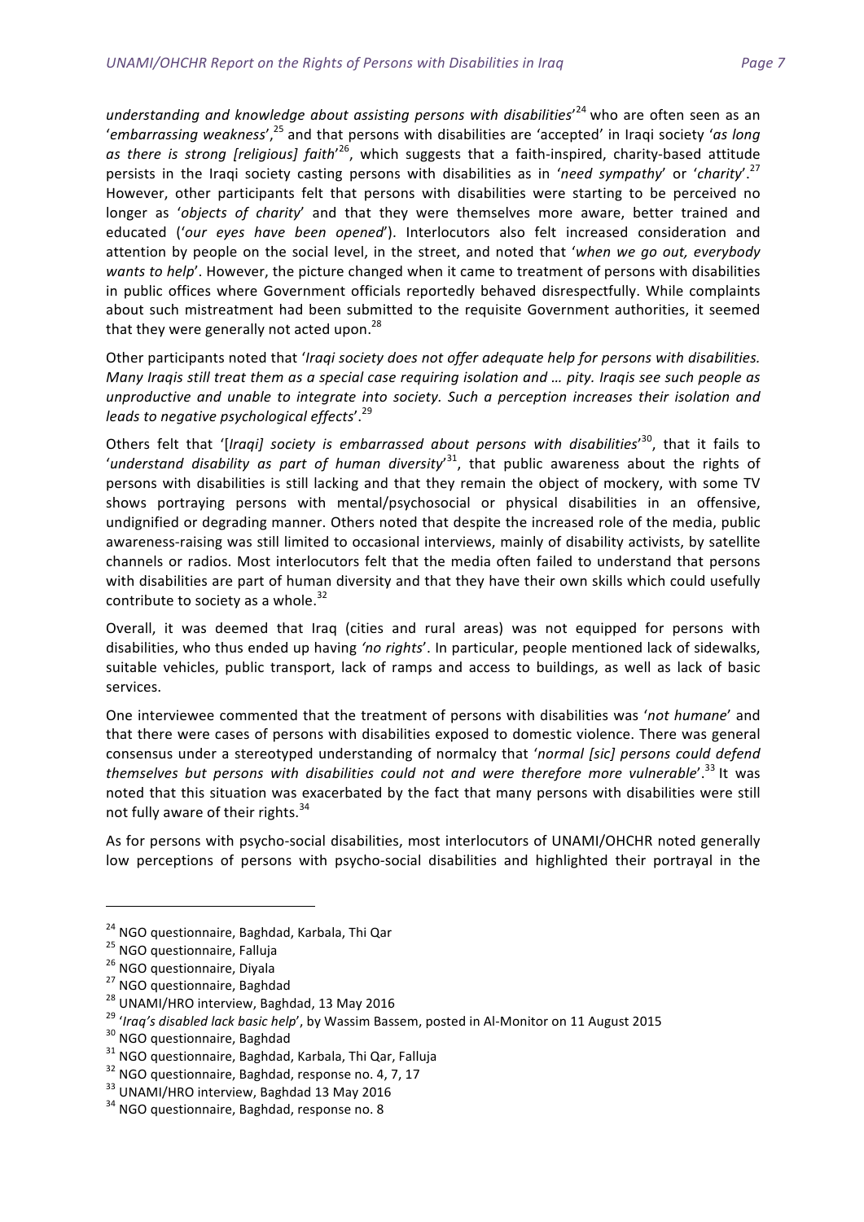*understanding and knowledge about assisting persons with disabilities*'[24] who are often seen as an '*embarrassing weakness*',[25] and that persons with disabilities are 'accepted' in Iraqi society '*as long as there is strong [religious] faith*'[26], which suggests that a faith-inspired, charity-based attitude persists in the Iraqi society casting persons with disabilities as in '*need sympathy*' or '*charity*'.[27] However, other participants felt that persons with disabilities were starting to be perceived no longer as '*objects of charity*' and that they were themselves more aware, better trained and educated ('*our eyes have been opened*'). Interlocutors also felt increased consideration and attention by people on the social level, in the street, and noted that '*when we go out, everybody wants to help*'. However, the picture changed when it came to treatment of persons with disabilities in public offices where Government officials reportedly behaved disrespectfully. While complaints about such mistreatment had been submitted to the requisite Government authorities, it seemed that they were generally not acted upon.[28]

Other participants noted that '*Iraqi society does not offer adequate help for persons with disabilities. Many Iraqis still treat them as a special case requiring isolation and … pity. Iraqis see such people as unproductive and unable to integrate into society. Such a perception increases their isolation and leads to negative psychological effects*'.[29]

Others felt that '[*Iraqi*] *society is embarrassed about persons with disabilities*'[30], that it fails to '*understand disability as part of human diversity*'[31], that public awareness about the rights of persons with disabilities is still lacking and that they remain the object of mockery, with some TV shows portraying persons with mental/psychosocial or physical disabilities in an offensive, undignified or degrading manner. Others noted that despite the increased role of the media, public awareness-raising was still limited to occasional interviews, mainly of disability activists, by satellite channels or radios. Most interlocutors felt that the media often failed to understand that persons with disabilities are part of human diversity and that they have their own skills which could usefully contribute to society as a whole.[32]

Overall, it was deemed that Iraq (cities and rural areas) was not equipped for persons with disabilities, who thus ended up having *'no rights*'. In particular, people mentioned lack of sidewalks, suitable vehicles, public transport, lack of ramps and access to buildings, as well as lack of basic services.

One interviewee commented that the treatment of persons with disabilities was '*not humane*' and that there were cases of persons with disabilities exposed to domestic violence. There was general consensus under a stereotyped understanding of normalcy that '*normal [sic] persons could defend themselves but persons with disabilities could not and were therefore more vulnerable*'.[33] It was noted that this situation was exacerbated by the fact that many persons with disabilities were still not fully aware of their rights.[34]

As for persons with psycho-social disabilities, most interlocutors of UNAMI/OHCHR noted generally low perceptions of persons with psycho-social disabilities and highlighted their portrayal in the

---

[24] NGO questionnaire, Baghdad, Karbala, Thi Qar

[25] NGO questionnaire, Falluja

[26] NGO questionnaire, Diyala

[27] NGO questionnaire, Baghdad

[28] UNAMI/HRO interview, Baghdad, 13 May 2016

[29] '*Iraq's disabled lack basic help*', by Wassim Bassem, posted in Al-Monitor on 11 August 2015

[30] NGO questionnaire, Baghdad

[31] NGO questionnaire, Baghdad, Karbala, Thi Qar, Falluja

[32] NGO questionnaire, Baghdad, response no. 4, 7, 17

[33] UNAMI/HRO interview, Baghdad 13 May 2016

[34] NGO questionnaire, Baghdad, response no. 8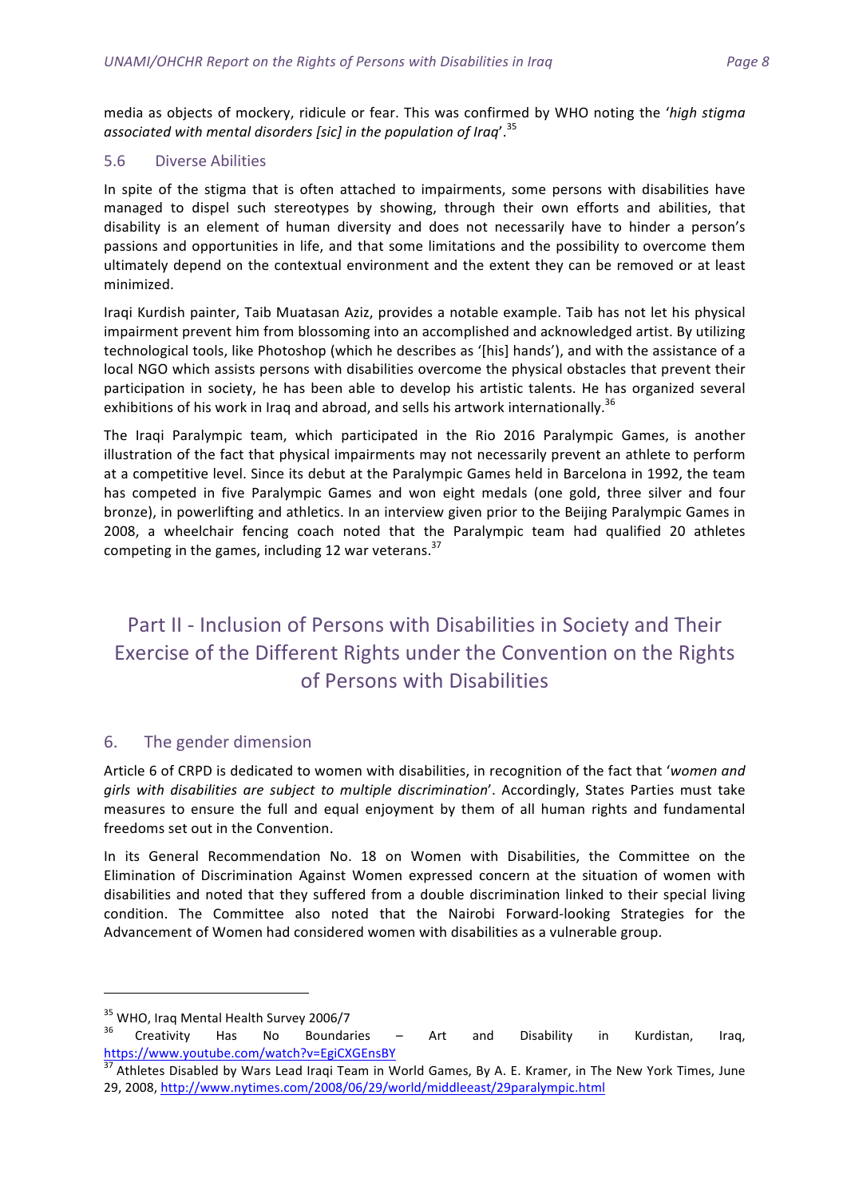media as objects of mockery, ridicule or fear. This was confirmed by WHO noting the '*high stigma associated with mental disorders [sic] in the population of Iraq*'.[35]

### 5.6 Diverse Abilities

In spite of the stigma that is often attached to impairments, some persons with disabilities have managed to dispel such stereotypes by showing, through their own efforts and abilities, that disability is an element of human diversity and does not necessarily have to hinder a person's passions and opportunities in life, and that some limitations and the possibility to overcome them ultimately depend on the contextual environment and the extent they can be removed or at least minimized.

Iraqi Kurdish painter, Taib Muatasan Aziz, provides a notable example. Taib has not let his physical impairment prevent him from blossoming into an accomplished and acknowledged artist. By utilizing technological tools, like Photoshop (which he describes as '[his] hands'), and with the assistance of a local NGO which assists persons with disabilities overcome the physical obstacles that prevent their participation in society, he has been able to develop his artistic talents. He has organized several exhibitions of his work in Iraq and abroad, and sells his artwork internationally.[36]

The Iraqi Paralympic team, which participated in the Rio 2016 Paralympic Games, is another illustration of the fact that physical impairments may not necessarily prevent an athlete to perform at a competitive level. Since its debut at the Paralympic Games held in Barcelona in 1992, the team has competed in five Paralympic Games and won eight medals (one gold, three silver and four bronze), in powerlifting and athletics. In an interview given prior to the Beijing Paralympic Games in 2008, a wheelchair fencing coach noted that the Paralympic team had qualified 20 athletes competing in the games, including 12 war veterans.[37]

# Part II - Inclusion of Persons with Disabilities in Society and Their Exercise of the Different Rights under the Convention on the Rights of Persons with Disabilities

## 6. The gender dimension

Article 6 of CRPD is dedicated to women with disabilities, in recognition of the fact that '*women and girls with disabilities are subject to multiple discrimination*'. Accordingly, States Parties must take measures to ensure the full and equal enjoyment by them of all human rights and fundamental freedoms set out in the Convention.

In its General Recommendation No. 18 on Women with Disabilities, the Committee on the Elimination of Discrimination Against Women expressed concern at the situation of women with disabilities and noted that they suffered from a double discrimination linked to their special living condition. The Committee also noted that the Nairobi Forward-looking Strategies for the Advancement of Women had considered women with disabilities as a vulnerable group.

---

[35] WHO, Iraq Mental Health Survey 2006/7

[36] Creativity Has No Boundaries – Art and Disability in Kurdistan, Iraq, https://www.youtube.com/watch?v=EgiCXGEnsBY

[37] Athletes Disabled by Wars Lead Iraqi Team in World Games, By A. E. Kramer, in The New York Times, June 29, 2008, http://www.nytimes.com/2008/06/29/world/middleeast/29paralympic.html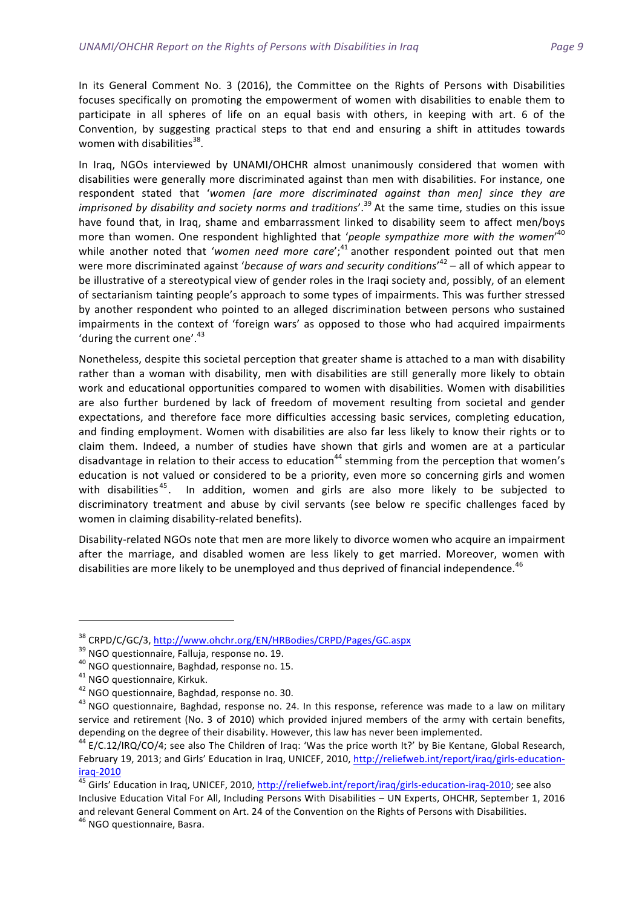In its General Comment No. 3 (2016), the Committee on the Rights of Persons with Disabilities focuses specifically on promoting the empowerment of women with disabilities to enable them to participate in all spheres of life on an equal basis with others, in keeping with art. 6 of the Convention, by suggesting practical steps to that end and ensuring a shift in attitudes towards women with disabilities[38].

In Iraq, NGOs interviewed by UNAMI/OHCHR almost unanimously considered that women with disabilities were generally more discriminated against than men with disabilities. For instance, one respondent stated that '*women [are more discriminated against than men] since they are imprisoned by disability and society norms and traditions*'.[39] At the same time, studies on this issue have found that, in Iraq, shame and embarrassment linked to disability seem to affect men/boys more than women. One respondent highlighted that '*people sympathize more with the women*'[40] while another noted that '*women need more care*';[41] another respondent pointed out that men were more discriminated against '*because of wars and security conditions*'[42] – all of which appear to be illustrative of a stereotypical view of gender roles in the Iraqi society and, possibly, of an element of sectarianism tainting people's approach to some types of impairments. This was further stressed by another respondent who pointed to an alleged discrimination between persons who sustained impairments in the context of 'foreign wars' as opposed to those who had acquired impairments 'during the current one'.[43]

Nonetheless, despite this societal perception that greater shame is attached to a man with disability rather than a woman with disability, men with disabilities are still generally more likely to obtain work and educational opportunities compared to women with disabilities. Women with disabilities are also further burdened by lack of freedom of movement resulting from societal and gender expectations, and therefore face more difficulties accessing basic services, completing education, and finding employment. Women with disabilities are also far less likely to know their rights or to claim them. Indeed, a number of studies have shown that girls and women are at a particular disadvantage in relation to their access to education[44] stemming from the perception that women's education is not valued or considered to be a priority, even more so concerning girls and women with disabilities[45]. In addition, women and girls are also more likely to be subjected to discriminatory treatment and abuse by civil servants (see below re specific challenges faced by women in claiming disability-related benefits).

Disability-related NGOs note that men are more likely to divorce women who acquire an impairment after the marriage, and disabled women are less likely to get married. Moreover, women with disabilities are more likely to be unemployed and thus deprived of financial independence.[46]

---

[38] CRPD/C/GC/3, http://www.ohchr.org/EN/HRBodies/CRPD/Pages/GC.aspx

[39] NGO questionnaire, Falluja, response no. 19.

[40] NGO questionnaire, Baghdad, response no. 15.

[41] NGO questionnaire, Kirkuk.

[42] NGO questionnaire, Baghdad, response no. 30.

[43] NGO questionnaire, Baghdad, response no. 24. In this response, reference was made to a law on military service and retirement (No. 3 of 2010) which provided injured members of the army with certain benefits, depending on the degree of their disability. However, this law has never been implemented.

[44] E/C.12/IRQ/CO/4; see also The Children of Iraq: 'Was the price worth It?' by Bie Kentane, Global Research, February 19, 2013; and Girls' Education in Iraq, UNICEF, 2010, http://reliefweb.int/report/iraq/girls-education-iraq-2010

[45] Girls' Education in Iraq, UNICEF, 2010, http://reliefweb.int/report/iraq/girls-education-iraq-2010; see also Inclusive Education Vital For All, Including Persons With Disabilities – UN Experts, OHCHR, September 1, 2016 and relevant General Comment on Art. 24 of the Convention on the Rights of Persons with Disabilities.

[46] NGO questionnaire, Basra.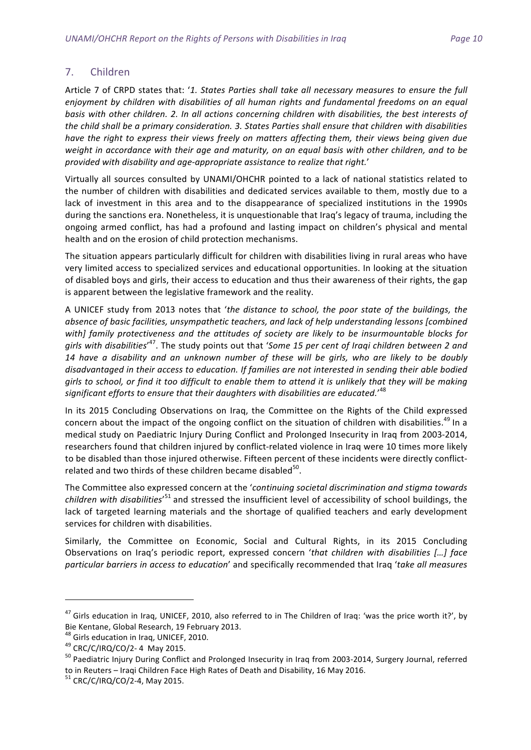## 7. Children

Article 7 of CRPD states that: '*1. States Parties shall take all necessary measures to ensure the full enjoyment by children with disabilities of all human rights and fundamental freedoms on an equal basis with other children. 2. In all actions concerning children with disabilities, the best interests of the child shall be a primary consideration. 3. States Parties shall ensure that children with disabilities have the right to express their views freely on matters affecting them, their views being given due weight in accordance with their age and maturity, on an equal basis with other children, and to be provided with disability and age-appropriate assistance to realize that right.*'

Virtually all sources consulted by UNAMI/OHCHR pointed to a lack of national statistics related to the number of children with disabilities and dedicated services available to them, mostly due to a lack of investment in this area and to the disappearance of specialized institutions in the 1990s during the sanctions era. Nonetheless, it is unquestionable that Iraq's legacy of trauma, including the ongoing armed conflict, has had a profound and lasting impact on children's physical and mental health and on the erosion of child protection mechanisms.

The situation appears particularly difficult for children with disabilities living in rural areas who have very limited access to specialized services and educational opportunities. In looking at the situation of disabled boys and girls, their access to education and thus their awareness of their rights, the gap is apparent between the legislative framework and the reality.

A UNICEF study from 2013 notes that '*the distance to school, the poor state of the buildings, the absence of basic facilities, unsympathetic teachers, and lack of help understanding lessons [combined with] family protectiveness and the attitudes of society are likely to be insurmountable blocks for girls with disabilities*'[47]. The study points out that '*Some 15 per cent of Iraqi children between 2 and 14 have a disability and an unknown number of these will be girls, who are likely to be doubly disadvantaged in their access to education. If families are not interested in sending their able bodied girls to school, or find it too difficult to enable them to attend it is unlikely that they will be making significant efforts to ensure that their daughters with disabilities are educated.*'[48]

In its 2015 Concluding Observations on Iraq, the Committee on the Rights of the Child expressed concern about the impact of the ongoing conflict on the situation of children with disabilities.[49] In a medical study on Paediatric Injury During Conflict and Prolonged Insecurity in Iraq from 2003-2014, researchers found that children injured by conflict-related violence in Iraq were 10 times more likely to be disabled than those injured otherwise. Fifteen percent of these incidents were directly conflict-related and two thirds of these children became disabled[50].

The Committee also expressed concern at the '*continuing societal discrimination and stigma towards children with disabilities*'[51] and stressed the insufficient level of accessibility of school buildings, the lack of targeted learning materials and the shortage of qualified teachers and early development services for children with disabilities.

Similarly, the Committee on Economic, Social and Cultural Rights, in its 2015 Concluding Observations on Iraq's periodic report, expressed concern '*that children with disabilities […] face particular barriers in access to education*' and specifically recommended that Iraq '*take all measures*

---

[47] Girls education in Iraq, UNICEF, 2010, also referred to in The Children of Iraq: 'was the price worth it?', by Bie Kentane, Global Research, 19 February 2013.

[48] Girls education in Iraq, UNICEF, 2010.

[49] CRC/C/IRQ/CO/2- 4 May 2015.

[50] Paediatric Injury During Conflict and Prolonged Insecurity in Iraq from 2003-2014, Surgery Journal, referred to in Reuters – Iraqi Children Face High Rates of Death and Disability, 16 May 2016.

[51] CRC/C/IRQ/CO/2-4, May 2015.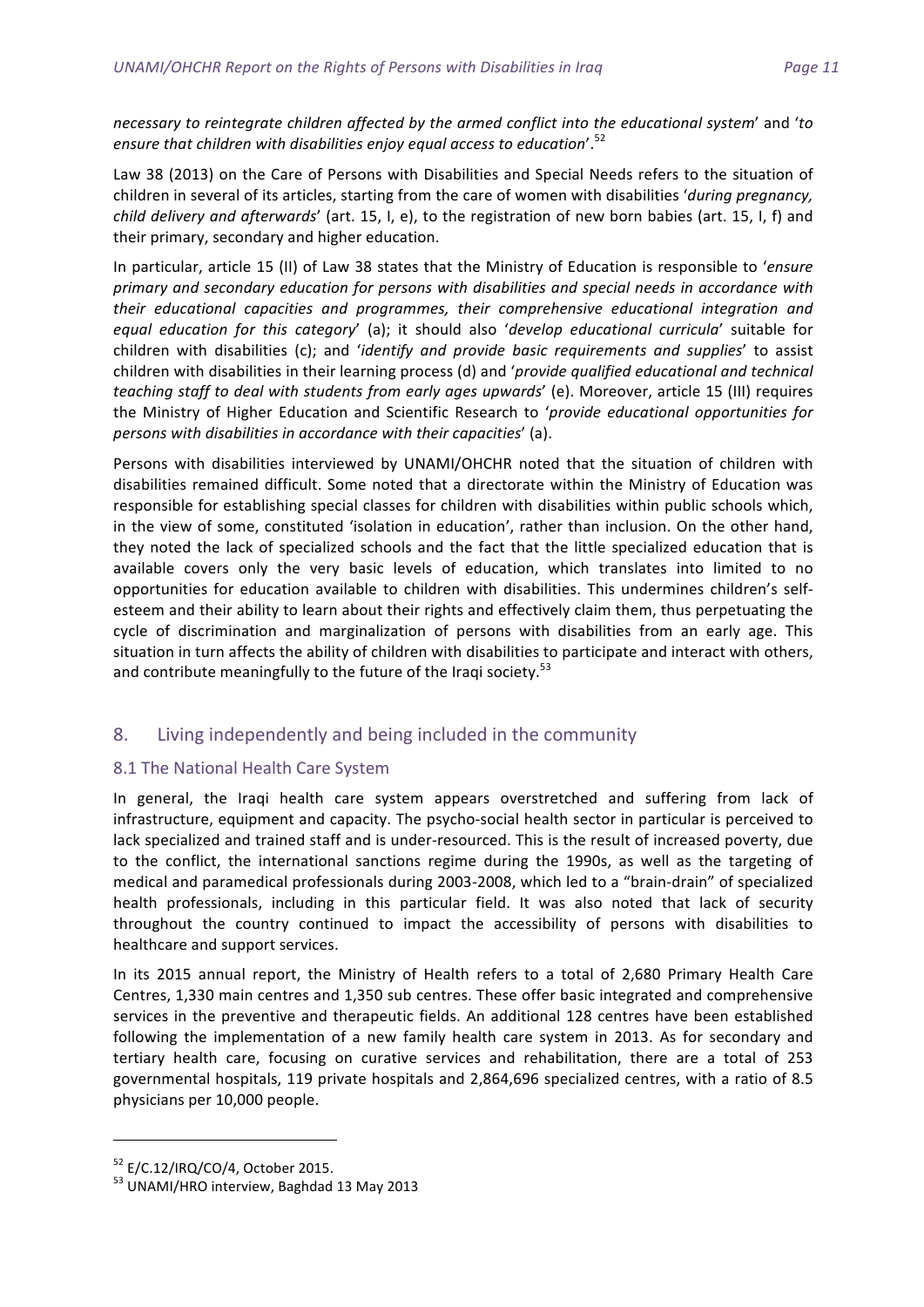*necessary to reintegrate children affected by the armed conflict into the educational system*' and '*to ensure that children with disabilities enjoy equal access to education*'.[52]

Law 38 (2013) on the Care of Persons with Disabilities and Special Needs refers to the situation of children in several of its articles, starting from the care of women with disabilities '*during pregnancy, child delivery and afterwards*' (art. 15, I, e), to the registration of new born babies (art. 15, I, f) and their primary, secondary and higher education.

In particular, article 15 (II) of Law 38 states that the Ministry of Education is responsible to '*ensure primary and secondary education for persons with disabilities and special needs in accordance with their educational capacities and programmes, their comprehensive educational integration and equal education for this category*' (a); it should also '*develop educational curricula*' suitable for children with disabilities (c); and '*identify and provide basic requirements and supplies*' to assist children with disabilities in their learning process (d) and '*provide qualified educational and technical teaching staff to deal with students from early ages upwards*' (e). Moreover, article 15 (III) requires the Ministry of Higher Education and Scientific Research to '*provide educational opportunities for persons with disabilities in accordance with their capacities*' (a).

Persons with disabilities interviewed by UNAMI/OHCHR noted that the situation of children with disabilities remained difficult. Some noted that a directorate within the Ministry of Education was responsible for establishing special classes for children with disabilities within public schools which, in the view of some, constituted 'isolation in education', rather than inclusion. On the other hand, they noted the lack of specialized schools and the fact that the little specialized education that is available covers only the very basic levels of education, which translates into limited to no opportunities for education available to children with disabilities. This undermines children's self-esteem and their ability to learn about their rights and effectively claim them, thus perpetuating the cycle of discrimination and marginalization of persons with disabilities from an early age. This situation in turn affects the ability of children with disabilities to participate and interact with others, and contribute meaningfully to the future of the Iraqi society.[53]

## 8. Living independently and being included in the community

### 8.1 The National Health Care System

In general, the Iraqi health care system appears overstretched and suffering from lack of infrastructure, equipment and capacity. The psycho-social health sector in particular is perceived to lack specialized and trained staff and is under-resourced. This is the result of increased poverty, due to the conflict, the international sanctions regime during the 1990s, as well as the targeting of medical and paramedical professionals during 2003-2008, which led to a "brain-drain" of specialized health professionals, including in this particular field. It was also noted that lack of security throughout the country continued to impact the accessibility of persons with disabilities to healthcare and support services.

In its 2015 annual report, the Ministry of Health refers to a total of 2,680 Primary Health Care Centres, 1,330 main centres and 1,350 sub centres. These offer basic integrated and comprehensive services in the preventive and therapeutic fields. An additional 128 centres have been established following the implementation of a new family health care system in 2013. As for secondary and tertiary health care, focusing on curative services and rehabilitation, there are a total of 253 governmental hospitals, 119 private hospitals and 2,864,696 specialized centres, with a ratio of 8.5 physicians per 10,000 people.

---

[52] E/C.12/IRQ/CO/4, October 2015.

[53] UNAMI/HRO interview, Baghdad 13 May 2013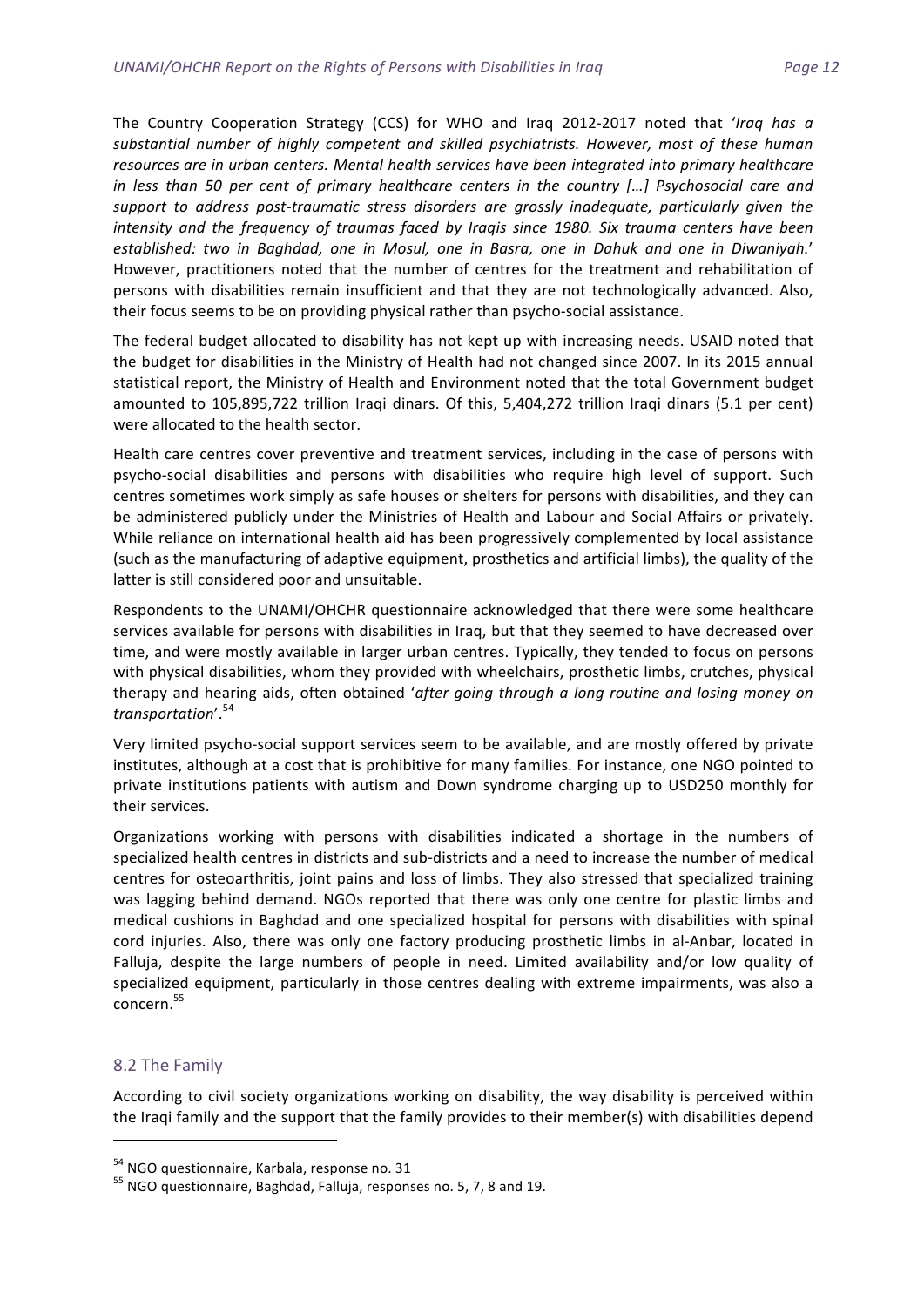The Country Cooperation Strategy (CCS) for WHO and Iraq 2012-2017 noted that '*Iraq has a substantial number of highly competent and skilled psychiatrists. However, most of these human resources are in urban centers. Mental health services have been integrated into primary healthcare in less than 50 per cent of primary healthcare centers in the country […] Psychosocial care and support to address post-traumatic stress disorders are grossly inadequate, particularly given the intensity and the frequency of traumas faced by Iraqis since 1980. Six trauma centers have been established: two in Baghdad, one in Mosul, one in Basra, one in Dahuk and one in Diwaniyah.*' However, practitioners noted that the number of centres for the treatment and rehabilitation of persons with disabilities remain insufficient and that they are not technologically advanced. Also, their focus seems to be on providing physical rather than psycho-social assistance.

The federal budget allocated to disability has not kept up with increasing needs. USAID noted that the budget for disabilities in the Ministry of Health had not changed since 2007. In its 2015 annual statistical report, the Ministry of Health and Environment noted that the total Government budget amounted to 105,895,722 trillion Iraqi dinars. Of this, 5,404,272 trillion Iraqi dinars (5.1 per cent) were allocated to the health sector.

Health care centres cover preventive and treatment services, including in the case of persons with psycho-social disabilities and persons with disabilities who require high level of support. Such centres sometimes work simply as safe houses or shelters for persons with disabilities, and they can be administered publicly under the Ministries of Health and Labour and Social Affairs or privately. While reliance on international health aid has been progressively complemented by local assistance (such as the manufacturing of adaptive equipment, prosthetics and artificial limbs), the quality of the latter is still considered poor and unsuitable.

Respondents to the UNAMI/OHCHR questionnaire acknowledged that there were some healthcare services available for persons with disabilities in Iraq, but that they seemed to have decreased over time, and were mostly available in larger urban centres. Typically, they tended to focus on persons with physical disabilities, whom they provided with wheelchairs, prosthetic limbs, crutches, physical therapy and hearing aids, often obtained '*after going through a long routine and losing money on transportation*'.[54]

Very limited psycho-social support services seem to be available, and are mostly offered by private institutes, although at a cost that is prohibitive for many families. For instance, one NGO pointed to private institutions patients with autism and Down syndrome charging up to USD250 monthly for their services.

Organizations working with persons with disabilities indicated a shortage in the numbers of specialized health centres in districts and sub-districts and a need to increase the number of medical centres for osteoarthritis, joint pains and loss of limbs. They also stressed that specialized training was lagging behind demand. NGOs reported that there was only one centre for plastic limbs and medical cushions in Baghdad and one specialized hospital for persons with disabilities with spinal cord injuries. Also, there was only one factory producing prosthetic limbs in al-Anbar, located in Falluja, despite the large numbers of people in need. Limited availability and/or low quality of specialized equipment, particularly in those centres dealing with extreme impairments, was also a concern.[55]

## 8.2 The Family

According to civil society organizations working on disability, the way disability is perceived within the Iraqi family and the support that the family provides to their member(s) with disabilities depend

[54] NGO questionnaire, Karbala, response no. 31

[55] NGO questionnaire, Baghdad, Falluja, responses no. 5, 7, 8 and 19.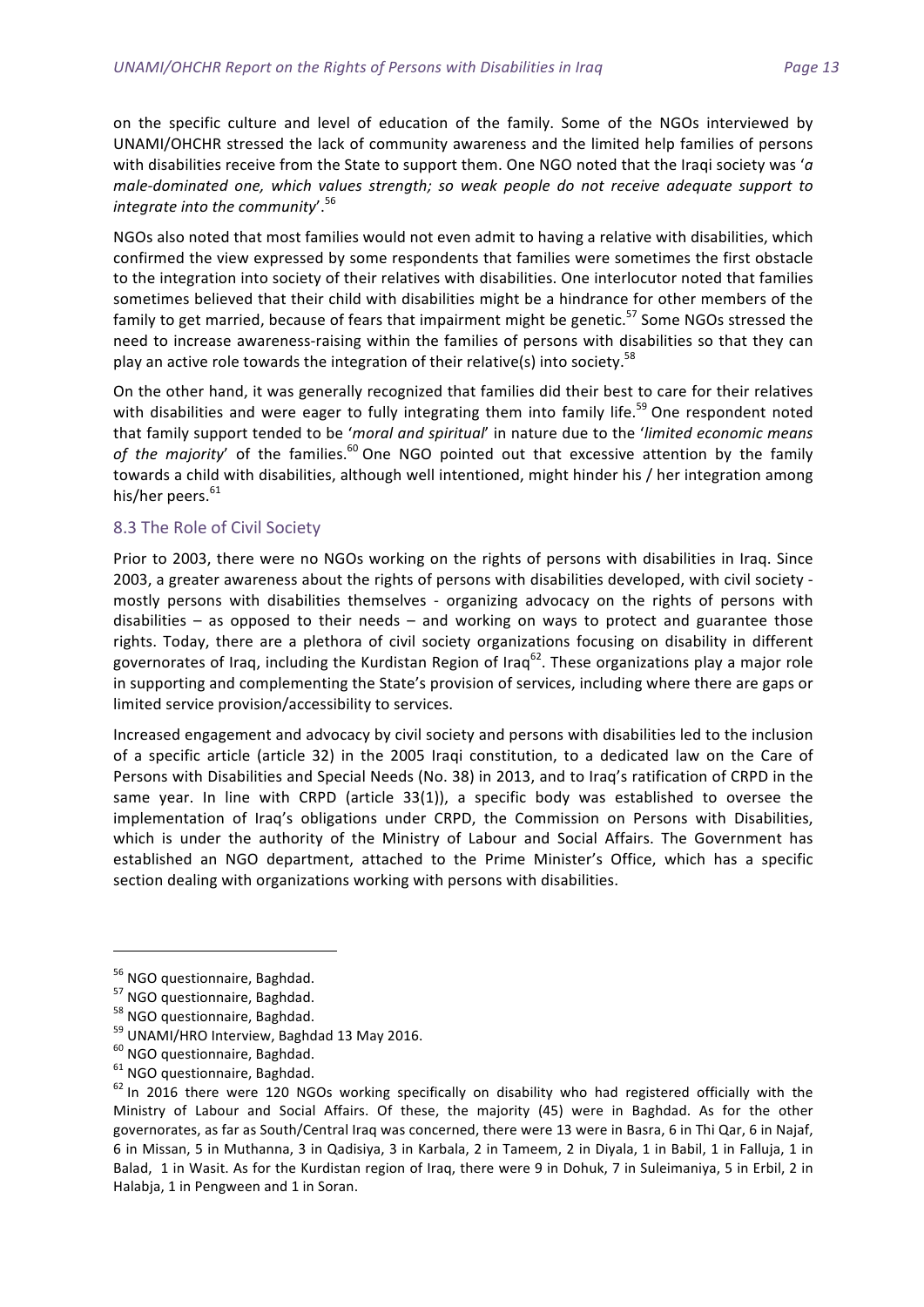on the specific culture and level of education of the family. Some of the NGOs interviewed by UNAMI/OHCHR stressed the lack of community awareness and the limited help families of persons with disabilities receive from the State to support them. One NGO noted that the Iraqi society was '*a male-dominated one, which values strength; so weak people do not receive adequate support to integrate into the community*'.[56]

NGOs also noted that most families would not even admit to having a relative with disabilities, which confirmed the view expressed by some respondents that families were sometimes the first obstacle to the integration into society of their relatives with disabilities. One interlocutor noted that families sometimes believed that their child with disabilities might be a hindrance for other members of the family to get married, because of fears that impairment might be genetic.[57] Some NGOs stressed the need to increase awareness-raising within the families of persons with disabilities so that they can play an active role towards the integration of their relative(s) into society.[58]

On the other hand, it was generally recognized that families did their best to care for their relatives with disabilities and were eager to fully integrating them into family life.[59] One respondent noted that family support tended to be '*moral and spiritual*' in nature due to the '*limited economic means of the majority*' of the families.[60] One NGO pointed out that excessive attention by the family towards a child with disabilities, although well intentioned, might hinder his / her integration among his/her peers.[61]

## 8.3 The Role of Civil Society

Prior to 2003, there were no NGOs working on the rights of persons with disabilities in Iraq. Since 2003, a greater awareness about the rights of persons with disabilities developed, with civil society - mostly persons with disabilities themselves - organizing advocacy on the rights of persons with disabilities – as opposed to their needs – and working on ways to protect and guarantee those rights. Today, there are a plethora of civil society organizations focusing on disability in different governorates of Iraq, including the Kurdistan Region of Iraq[62]. These organizations play a major role in supporting and complementing the State's provision of services, including where there are gaps or limited service provision/accessibility to services.

Increased engagement and advocacy by civil society and persons with disabilities led to the inclusion of a specific article (article 32) in the 2005 Iraqi constitution, to a dedicated law on the Care of Persons with Disabilities and Special Needs (No. 38) in 2013, and to Iraq's ratification of CRPD in the same year. In line with CRPD (article 33(1)), a specific body was established to oversee the implementation of Iraq's obligations under CRPD, the Commission on Persons with Disabilities, which is under the authority of the Ministry of Labour and Social Affairs. The Government has established an NGO department, attached to the Prime Minister's Office, which has a specific section dealing with organizations working with persons with disabilities.

---

[56] NGO questionnaire, Baghdad.

[57] NGO questionnaire, Baghdad.

[58] NGO questionnaire, Baghdad.

[59] UNAMI/HRO Interview, Baghdad 13 May 2016.

[60] NGO questionnaire, Baghdad.

[61] NGO questionnaire, Baghdad.

[62] In 2016 there were 120 NGOs working specifically on disability who had registered officially with the Ministry of Labour and Social Affairs. Of these, the majority (45) were in Baghdad. As for the other governorates, as far as South/Central Iraq was concerned, there were 13 were in Basra, 6 in Thi Qar, 6 in Najaf, 6 in Missan, 5 in Muthanna, 3 in Qadisiya, 3 in Karbala, 2 in Tameem, 2 in Diyala, 1 in Babil, 1 in Falluja, 1 in Balad, 1 in Wasit. As for the Kurdistan region of Iraq, there were 9 in Dohuk, 7 in Suleimaniya, 5 in Erbil, 2 in Halabja, 1 in Pengween and 1 in Soran.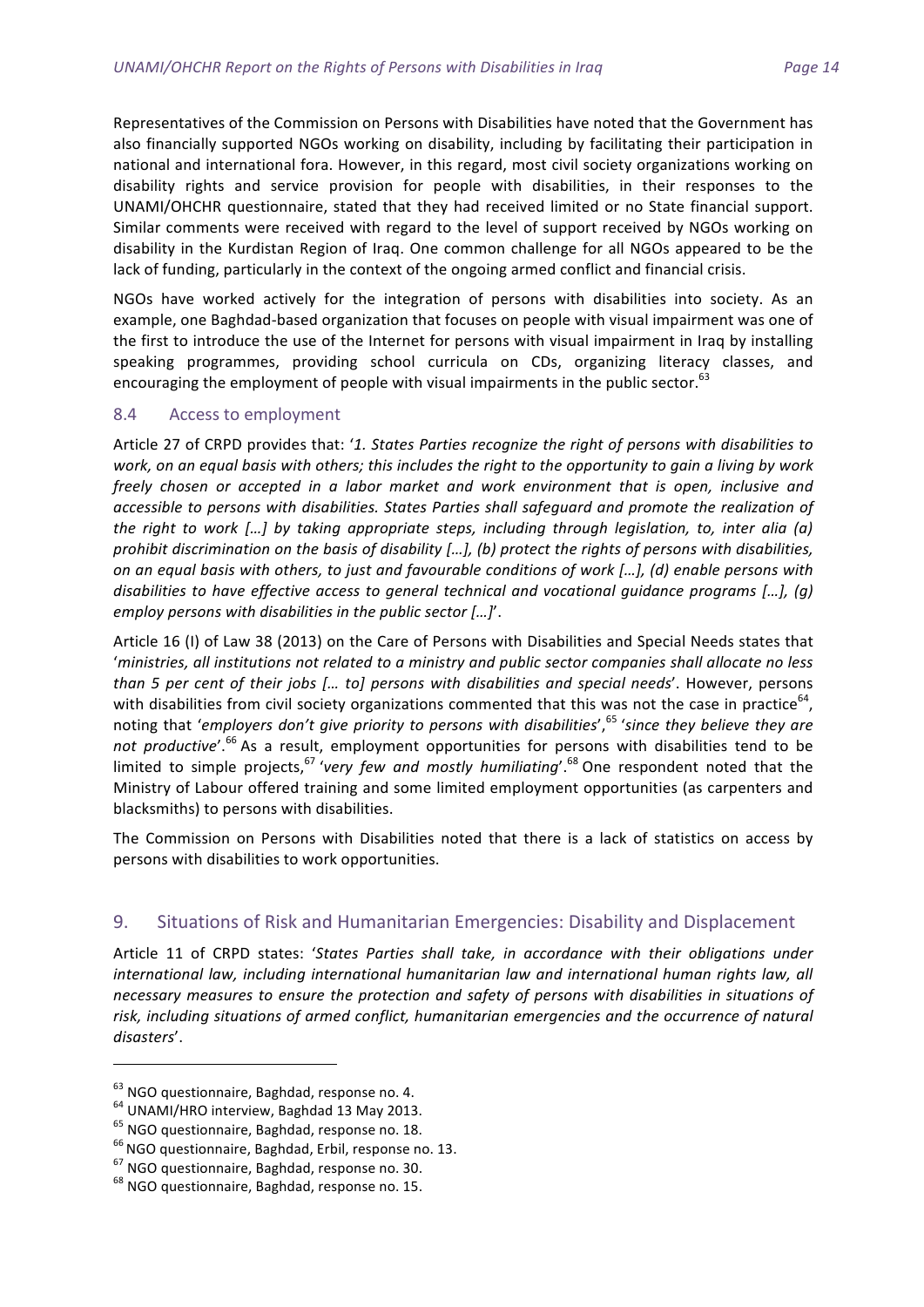Representatives of the Commission on Persons with Disabilities have noted that the Government has also financially supported NGOs working on disability, including by facilitating their participation in national and international fora. However, in this regard, most civil society organizations working on disability rights and service provision for people with disabilities, in their responses to the UNAMI/OHCHR questionnaire, stated that they had received limited or no State financial support. Similar comments were received with regard to the level of support received by NGOs working on disability in the Kurdistan Region of Iraq. One common challenge for all NGOs appeared to be the lack of funding, particularly in the context of the ongoing armed conflict and financial crisis.

NGOs have worked actively for the integration of persons with disabilities into society. As an example, one Baghdad-based organization that focuses on people with visual impairment was one of the first to introduce the use of the Internet for persons with visual impairment in Iraq by installing speaking programmes, providing school curricula on CDs, organizing literacy classes, and encouraging the employment of people with visual impairments in the public sector.[63]

### 8.4 Access to employment

Article 27 of CRPD provides that: '*1. States Parties recognize the right of persons with disabilities to work, on an equal basis with others; this includes the right to the opportunity to gain a living by work freely chosen or accepted in a labor market and work environment that is open, inclusive and accessible to persons with disabilities. States Parties shall safeguard and promote the realization of the right to work […] by taking appropriate steps, including through legislation, to, inter alia (a) prohibit discrimination on the basis of disability […], (b) protect the rights of persons with disabilities, on an equal basis with others, to just and favourable conditions of work […], (d) enable persons with disabilities to have effective access to general technical and vocational guidance programs […], (g) employ persons with disabilities in the public sector […]*'.

Article 16 (I) of Law 38 (2013) on the Care of Persons with Disabilities and Special Needs states that '*ministries, all institutions not related to a ministry and public sector companies shall allocate no less than 5 per cent of their jobs [… to] persons with disabilities and special needs*'. However, persons with disabilities from civil society organizations commented that this was not the case in practice[64], noting that '*employers don't give priority to persons with disabilities*',[65] '*since they believe they are not productive*'.[66] As a result, employment opportunities for persons with disabilities tend to be limited to simple projects,[67] '*very few and mostly humiliating*'.[68] One respondent noted that the Ministry of Labour offered training and some limited employment opportunities (as carpenters and blacksmiths) to persons with disabilities.

The Commission on Persons with Disabilities noted that there is a lack of statistics on access by persons with disabilities to work opportunities.

## 9. Situations of Risk and Humanitarian Emergencies: Disability and Displacement

Article 11 of CRPD states: '*States Parties shall take, in accordance with their obligations under international law, including international humanitarian law and international human rights law, all necessary measures to ensure the protection and safety of persons with disabilities in situations of risk, including situations of armed conflict, humanitarian emergencies and the occurrence of natural disasters*'.

---

[63] NGO questionnaire, Baghdad, response no. 4.

[64] UNAMI/HRO interview, Baghdad 13 May 2013.

[65] NGO questionnaire, Baghdad, response no. 18.

[66] NGO questionnaire, Baghdad, Erbil, response no. 13.

[67] NGO questionnaire, Baghdad, response no. 30.

[68] NGO questionnaire, Baghdad, response no. 15.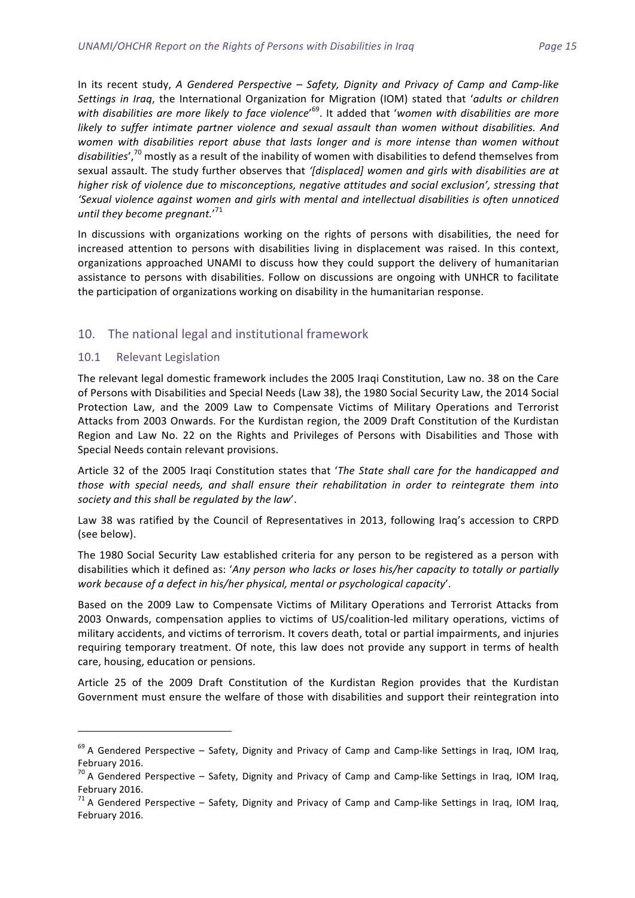In its recent study, *A Gendered Perspective – Safety, Dignity and Privacy of Camp and Camp-like Settings in Iraq*, the International Organization for Migration (IOM) stated that '*adults or children with disabilities are more likely to face violence*'[69]. It added that '*women with disabilities are more likely to suffer intimate partner violence and sexual assault than women without disabilities. And women with disabilities report abuse that lasts longer and is more intense than women without disabilities*',[70] mostly as a result of the inability of women with disabilities to defend themselves from sexual assault. The study further observes that *'[displaced] women and girls with disabilities are at higher risk of violence due to misconceptions, negative attitudes and social exclusion', stressing that 'Sexual violence against women and girls with mental and intellectual disabilities is often unnoticed until they become pregnant.*'[71]

In discussions with organizations working on the rights of persons with disabilities, the need for increased attention to persons with disabilities living in displacement was raised. In this context, organizations approached UNAMI to discuss how they could support the delivery of humanitarian assistance to persons with disabilities. Follow on discussions are ongoing with UNHCR to facilitate the participation of organizations working on disability in the humanitarian response.

## 10. The national legal and institutional framework

### 10.1 Relevant Legislation

The relevant legal domestic framework includes the 2005 Iraqi Constitution, Law no. 38 on the Care of Persons with Disabilities and Special Needs (Law 38), the 1980 Social Security Law, the 2014 Social Protection Law, and the 2009 Law to Compensate Victims of Military Operations and Terrorist Attacks from 2003 Onwards. For the Kurdistan region, the 2009 Draft Constitution of the Kurdistan Region and Law No. 22 on the Rights and Privileges of Persons with Disabilities and Those with Special Needs contain relevant provisions.

Article 32 of the 2005 Iraqi Constitution states that '*The State shall care for the handicapped and those with special needs, and shall ensure their rehabilitation in order to reintegrate them into society and this shall be regulated by the law*'.

Law 38 was ratified by the Council of Representatives in 2013, following Iraq's accession to CRPD (see below).

The 1980 Social Security Law established criteria for any person to be registered as a person with disabilities which it defined as: '*Any person who lacks or loses his/her capacity to totally or partially work because of a defect in his/her physical, mental or psychological capacity*'.

Based on the 2009 Law to Compensate Victims of Military Operations and Terrorist Attacks from 2003 Onwards, compensation applies to victims of US/coalition-led military operations, victims of military accidents, and victims of terrorism. It covers death, total or partial impairments, and injuries requiring temporary treatment. Of note, this law does not provide any support in terms of health care, housing, education or pensions.

Article 25 of the 2009 Draft Constitution of the Kurdistan Region provides that the Kurdistan Government must ensure the welfare of those with disabilities and support their reintegration into

---

[69] A Gendered Perspective – Safety, Dignity and Privacy of Camp and Camp-like Settings in Iraq, IOM Iraq, February 2016.

[70] A Gendered Perspective – Safety, Dignity and Privacy of Camp and Camp-like Settings in Iraq, IOM Iraq, February 2016.

[71] A Gendered Perspective – Safety, Dignity and Privacy of Camp and Camp-like Settings in Iraq, IOM Iraq, February 2016.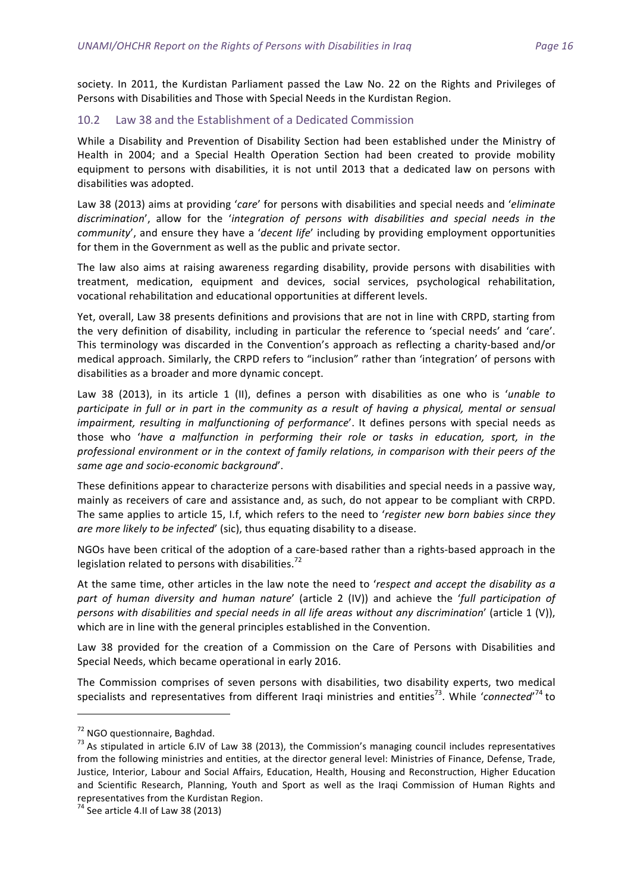society. In 2011, the Kurdistan Parliament passed the Law No. 22 on the Rights and Privileges of Persons with Disabilities and Those with Special Needs in the Kurdistan Region.

## 10.2 Law 38 and the Establishment of a Dedicated Commission

While a Disability and Prevention of Disability Section had been established under the Ministry of Health in 2004; and a Special Health Operation Section had been created to provide mobility equipment to persons with disabilities, it is not until 2013 that a dedicated law on persons with disabilities was adopted.

Law 38 (2013) aims at providing '*care*' for persons with disabilities and special needs and '*eliminate discrimination*', allow for the '*integration of persons with disabilities and special needs in the community*', and ensure they have a '*decent life*' including by providing employment opportunities for them in the Government as well as the public and private sector.

The law also aims at raising awareness regarding disability, provide persons with disabilities with treatment, medication, equipment and devices, social services, psychological rehabilitation, vocational rehabilitation and educational opportunities at different levels.

Yet, overall, Law 38 presents definitions and provisions that are not in line with CRPD, starting from the very definition of disability, including in particular the reference to 'special needs' and 'care'. This terminology was discarded in the Convention's approach as reflecting a charity-based and/or medical approach. Similarly, the CRPD refers to "inclusion" rather than 'integration' of persons with disabilities as a broader and more dynamic concept.

Law 38 (2013), in its article 1 (II), defines a person with disabilities as one who is '*unable to participate in full or in part in the community as a result of having a physical, mental or sensual impairment, resulting in malfunctioning of performance*'. It defines persons with special needs as those who '*have a malfunction in performing their role or tasks in education, sport, in the professional environment or in the context of family relations, in comparison with their peers of the same age and socio-economic background*'.

These definitions appear to characterize persons with disabilities and special needs in a passive way, mainly as receivers of care and assistance and, as such, do not appear to be compliant with CRPD. The same applies to article 15, I.f, which refers to the need to '*register new born babies since they are more likely to be infected*' (sic), thus equating disability to a disease.

NGOs have been critical of the adoption of a care-based rather than a rights-based approach in the legislation related to persons with disabilities.[72]

At the same time, other articles in the law note the need to '*respect and accept the disability as a part of human diversity and human nature*' (article 2 (IV)) and achieve the '*full participation of persons with disabilities and special needs in all life areas without any discrimination*' (article 1 (V)), which are in line with the general principles established in the Convention.

Law 38 provided for the creation of a Commission on the Care of Persons with Disabilities and Special Needs, which became operational in early 2016.

The Commission comprises of seven persons with disabilities, two disability experts, two medical specialists and representatives from different Iraqi ministries and entities[73]. While '*connected*'[74] to

---

[72] NGO questionnaire, Baghdad.

[73] As stipulated in article 6.IV of Law 38 (2013), the Commission's managing council includes representatives from the following ministries and entities, at the director general level: Ministries of Finance, Defense, Trade, Justice, Interior, Labour and Social Affairs, Education, Health, Housing and Reconstruction, Higher Education and Scientific Research, Planning, Youth and Sport as well as the Iraqi Commission of Human Rights and representatives from the Kurdistan Region.

[74] See article 4.II of Law 38 (2013)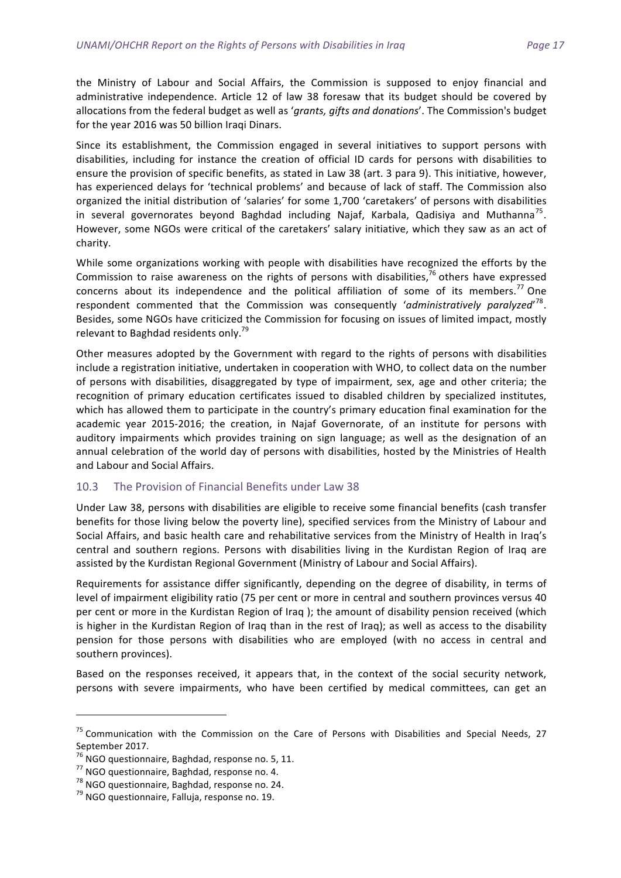the Ministry of Labour and Social Affairs, the Commission is supposed to enjoy financial and administrative independence. Article 12 of law 38 foresaw that its budget should be covered by allocations from the federal budget as well as '*grants, gifts and donations*'. The Commission's budget for the year 2016 was 50 billion Iraqi Dinars.

Since its establishment, the Commission engaged in several initiatives to support persons with disabilities, including for instance the creation of official ID cards for persons with disabilities to ensure the provision of specific benefits, as stated in Law 38 (art. 3 para 9). This initiative, however, has experienced delays for 'technical problems' and because of lack of staff. The Commission also organized the initial distribution of 'salaries' for some 1,700 'caretakers' of persons with disabilities in several governorates beyond Baghdad including Najaf, Karbala, Qadisiya and Muthanna[75]. However, some NGOs were critical of the caretakers' salary initiative, which they saw as an act of charity.

While some organizations working with people with disabilities have recognized the efforts by the Commission to raise awareness on the rights of persons with disabilities,[76] others have expressed concerns about its independence and the political affiliation of some of its members.[77] One respondent commented that the Commission was consequently '*administratively paralyzed*'[78]. Besides, some NGOs have criticized the Commission for focusing on issues of limited impact, mostly relevant to Baghdad residents only.[79]

Other measures adopted by the Government with regard to the rights of persons with disabilities include a registration initiative, undertaken in cooperation with WHO, to collect data on the number of persons with disabilities, disaggregated by type of impairment, sex, age and other criteria; the recognition of primary education certificates issued to disabled children by specialized institutes, which has allowed them to participate in the country's primary education final examination for the academic year 2015-2016; the creation, in Najaf Governorate, of an institute for persons with auditory impairments which provides training on sign language; as well as the designation of an annual celebration of the world day of persons with disabilities, hosted by the Ministries of Health and Labour and Social Affairs.

### 10.3 The Provision of Financial Benefits under Law 38

Under Law 38, persons with disabilities are eligible to receive some financial benefits (cash transfer benefits for those living below the poverty line), specified services from the Ministry of Labour and Social Affairs, and basic health care and rehabilitative services from the Ministry of Health in Iraq's central and southern regions. Persons with disabilities living in the Kurdistan Region of Iraq are assisted by the Kurdistan Regional Government (Ministry of Labour and Social Affairs).

Requirements for assistance differ significantly, depending on the degree of disability, in terms of level of impairment eligibility ratio (75 per cent or more in central and southern provinces versus 40 per cent or more in the Kurdistan Region of Iraq ); the amount of disability pension received (which is higher in the Kurdistan Region of Iraq than in the rest of Iraq); as well as access to the disability pension for those persons with disabilities who are employed (with no access in central and southern provinces).

Based on the responses received, it appears that, in the context of the social security network, persons with severe impairments, who have been certified by medical committees, can get an

---

[75] Communication with the Commission on the Care of Persons with Disabilities and Special Needs, 27 September 2017.

[76] NGO questionnaire, Baghdad, response no. 5, 11.

[77] NGO questionnaire, Baghdad, response no. 4.

[78] NGO questionnaire, Baghdad, response no. 24.

[79] NGO questionnaire, Falluja, response no. 19.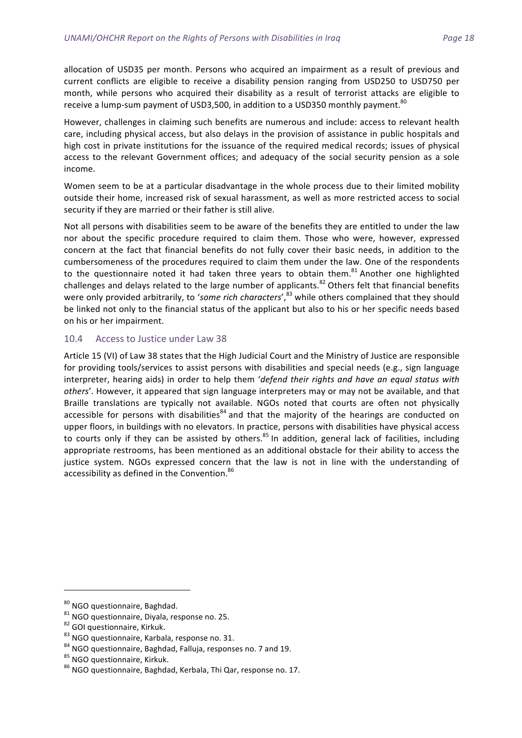allocation of USD35 per month. Persons who acquired an impairment as a result of previous and current conflicts are eligible to receive a disability pension ranging from USD250 to USD750 per month, while persons who acquired their disability as a result of terrorist attacks are eligible to receive a lump-sum payment of USD3,500, in addition to a USD350 monthly payment.[80]

However, challenges in claiming such benefits are numerous and include: access to relevant health care, including physical access, but also delays in the provision of assistance in public hospitals and high cost in private institutions for the issuance of the required medical records; issues of physical access to the relevant Government offices; and adequacy of the social security pension as a sole income.

Women seem to be at a particular disadvantage in the whole process due to their limited mobility outside their home, increased risk of sexual harassment, as well as more restricted access to social security if they are married or their father is still alive.

Not all persons with disabilities seem to be aware of the benefits they are entitled to under the law nor about the specific procedure required to claim them. Those who were, however, expressed concern at the fact that financial benefits do not fully cover their basic needs, in addition to the cumbersomeness of the procedures required to claim them under the law. One of the respondents to the questionnaire noted it had taken three years to obtain them.[81] Another one highlighted challenges and delays related to the large number of applicants.[82] Others felt that financial benefits were only provided arbitrarily, to '*some rich characters*',[83] while others complained that they should be linked not only to the financial status of the applicant but also to his or her specific needs based on his or her impairment.

### 10.4 Access to Justice under Law 38

Article 15 (VI) of Law 38 states that the High Judicial Court and the Ministry of Justice are responsible for providing tools/services to assist persons with disabilities and special needs (e.g., sign language interpreter, hearing aids) in order to help them '*defend their rights and have an equal status with others*'. However, it appeared that sign language interpreters may or may not be available, and that Braille translations are typically not available. NGOs noted that courts are often not physically accessible for persons with disabilities[84] and that the majority of the hearings are conducted on upper floors, in buildings with no elevators. In practice, persons with disabilities have physical access to courts only if they can be assisted by others.[85] In addition, general lack of facilities, including appropriate restrooms, has been mentioned as an additional obstacle for their ability to access the justice system. NGOs expressed concern that the law is not in line with the understanding of accessibility as defined in the Convention.[86]

---

[80] NGO questionnaire, Baghdad.
[81] NGO questionnaire, Diyala, response no. 25.
[82] GOI questionnaire, Kirkuk.
[83] NGO questionnaire, Karbala, response no. 31.
[84] NGO questionnaire, Baghdad, Falluja, responses no. 7 and 19.
[85] NGO questionnaire, Kirkuk.
[86] NGO questionnaire, Baghdad, Kerbala, Thi Qar, response no. 17.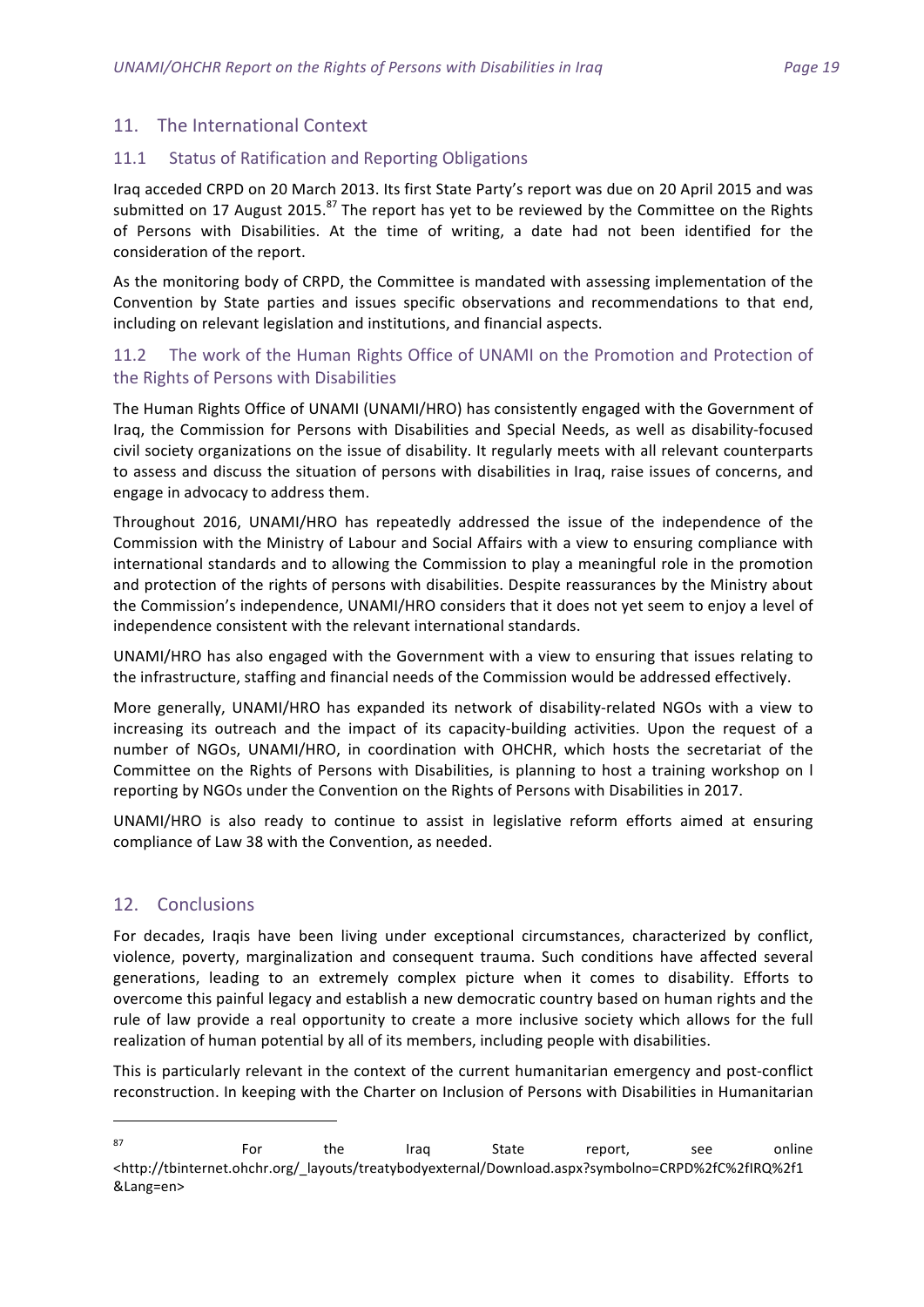## 11. The International Context

### 11.1 Status of Ratification and Reporting Obligations

Iraq acceded CRPD on 20 March 2013. Its first State Party's report was due on 20 April 2015 and was submitted on 17 August 2015.[87] The report has yet to be reviewed by the Committee on the Rights of Persons with Disabilities. At the time of writing, a date had not been identified for the consideration of the report.

As the monitoring body of CRPD, the Committee is mandated with assessing implementation of the Convention by State parties and issues specific observations and recommendations to that end, including on relevant legislation and institutions, and financial aspects.

### 11.2 The work of the Human Rights Office of UNAMI on the Promotion and Protection of the Rights of Persons with Disabilities

The Human Rights Office of UNAMI (UNAMI/HRO) has consistently engaged with the Government of Iraq, the Commission for Persons with Disabilities and Special Needs, as well as disability-focused civil society organizations on the issue of disability. It regularly meets with all relevant counterparts to assess and discuss the situation of persons with disabilities in Iraq, raise issues of concerns, and engage in advocacy to address them.

Throughout 2016, UNAMI/HRO has repeatedly addressed the issue of the independence of the Commission with the Ministry of Labour and Social Affairs with a view to ensuring compliance with international standards and to allowing the Commission to play a meaningful role in the promotion and protection of the rights of persons with disabilities. Despite reassurances by the Ministry about the Commission's independence, UNAMI/HRO considers that it does not yet seem to enjoy a level of independence consistent with the relevant international standards.

UNAMI/HRO has also engaged with the Government with a view to ensuring that issues relating to the infrastructure, staffing and financial needs of the Commission would be addressed effectively.

More generally, UNAMI/HRO has expanded its network of disability-related NGOs with a view to increasing its outreach and the impact of its capacity-building activities. Upon the request of a number of NGOs, UNAMI/HRO, in coordination with OHCHR, which hosts the secretariat of the Committee on the Rights of Persons with Disabilities, is planning to host a training workshop on l reporting by NGOs under the Convention on the Rights of Persons with Disabilities in 2017.

UNAMI/HRO is also ready to continue to assist in legislative reform efforts aimed at ensuring compliance of Law 38 with the Convention, as needed.

## 12. Conclusions

For decades, Iraqis have been living under exceptional circumstances, characterized by conflict, violence, poverty, marginalization and consequent trauma. Such conditions have affected several generations, leading to an extremely complex picture when it comes to disability. Efforts to overcome this painful legacy and establish a new democratic country based on human rights and the rule of law provide a real opportunity to create a more inclusive society which allows for the full realization of human potential by all of its members, including people with disabilities.

This is particularly relevant in the context of the current humanitarian emergency and post-conflict reconstruction. In keeping with the Charter on Inclusion of Persons with Disabilities in Humanitarian

---

[87] For the Iraq State report, see online <http://tbinternet.ohchr.org/_layouts/treatybodyexternal/Download.aspx?symbolno=CRPD%2fC%2fIRQ%2f1&Lang=en>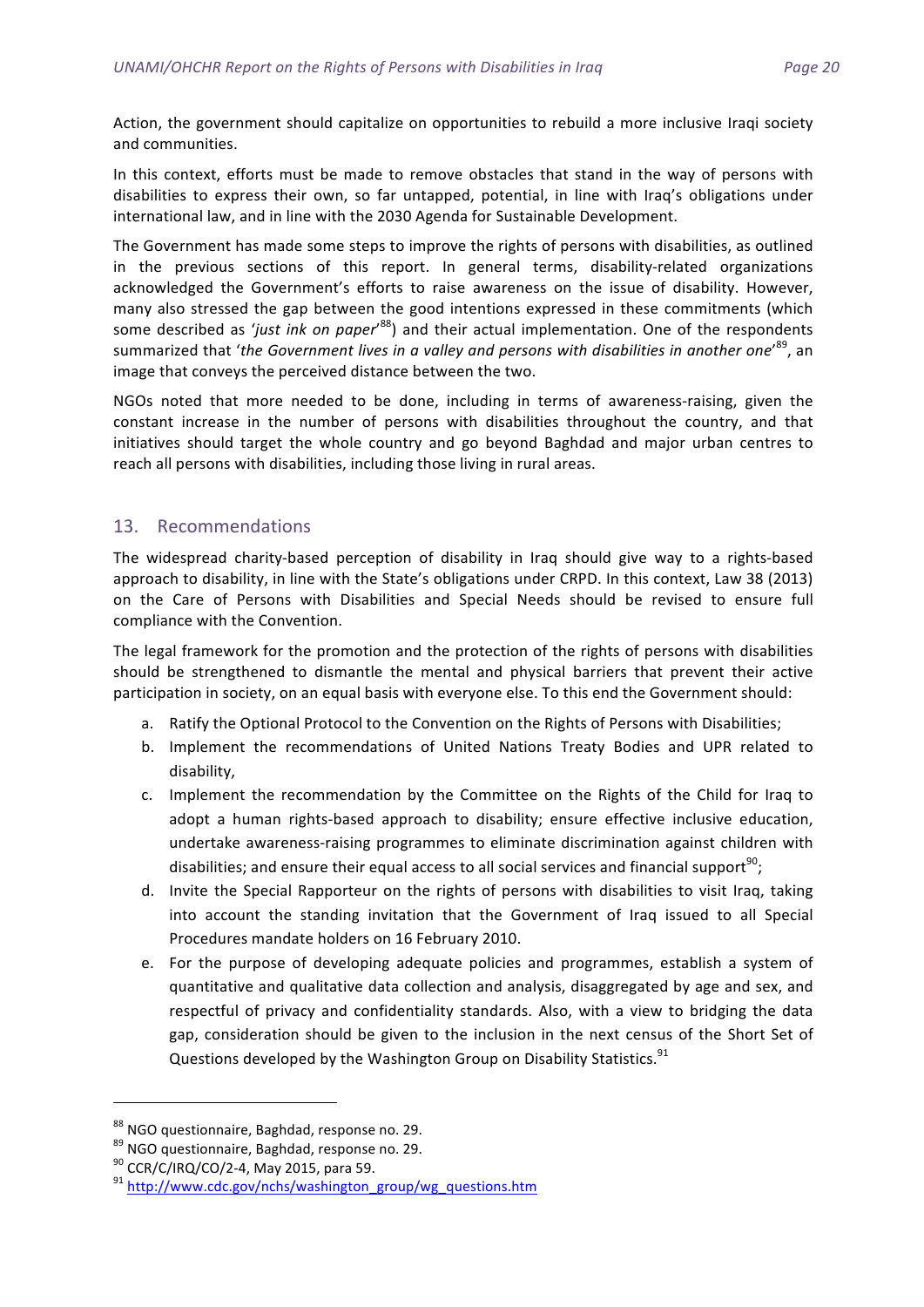Action, the government should capitalize on opportunities to rebuild a more inclusive Iraqi society and communities.

In this context, efforts must be made to remove obstacles that stand in the way of persons with disabilities to express their own, so far untapped, potential, in line with Iraq's obligations under international law, and in line with the 2030 Agenda for Sustainable Development.

The Government has made some steps to improve the rights of persons with disabilities, as outlined in the previous sections of this report. In general terms, disability-related organizations acknowledged the Government's efforts to raise awareness on the issue of disability. However, many also stressed the gap between the good intentions expressed in these commitments (which some described as '*just ink on paper*'[88]) and their actual implementation. One of the respondents summarized that '*the Government lives in a valley and persons with disabilities in another one*'[89], an image that conveys the perceived distance between the two.

NGOs noted that more needed to be done, including in terms of awareness-raising, given the constant increase in the number of persons with disabilities throughout the country, and that initiatives should target the whole country and go beyond Baghdad and major urban centres to reach all persons with disabilities, including those living in rural areas.

## 13. Recommendations

The widespread charity-based perception of disability in Iraq should give way to a rights-based approach to disability, in line with the State's obligations under CRPD. In this context, Law 38 (2013) on the Care of Persons with Disabilities and Special Needs should be revised to ensure full compliance with the Convention.

The legal framework for the promotion and the protection of the rights of persons with disabilities should be strengthened to dismantle the mental and physical barriers that prevent their active participation in society, on an equal basis with everyone else. To this end the Government should:

a. Ratify the Optional Protocol to the Convention on the Rights of Persons with Disabilities;
b. Implement the recommendations of United Nations Treaty Bodies and UPR related to disability,
c. Implement the recommendation by the Committee on the Rights of the Child for Iraq to adopt a human rights-based approach to disability; ensure effective inclusive education, undertake awareness-raising programmes to eliminate discrimination against children with disabilities; and ensure their equal access to all social services and financial support[90];
d. Invite the Special Rapporteur on the rights of persons with disabilities to visit Iraq, taking into account the standing invitation that the Government of Iraq issued to all Special Procedures mandate holders on 16 February 2010.
e. For the purpose of developing adequate policies and programmes, establish a system of quantitative and qualitative data collection and analysis, disaggregated by age and sex, and respectful of privacy and confidentiality standards. Also, with a view to bridging the data gap, consideration should be given to the inclusion in the next census of the Short Set of Questions developed by the Washington Group on Disability Statistics.[91]

---

[88] NGO questionnaire, Baghdad, response no. 29.
[89] NGO questionnaire, Baghdad, response no. 29.
[90] CCR/C/IRQ/CO/2-4, May 2015, para 59.
[91] http://www.cdc.gov/nchs/washington_group/wg_questions.htm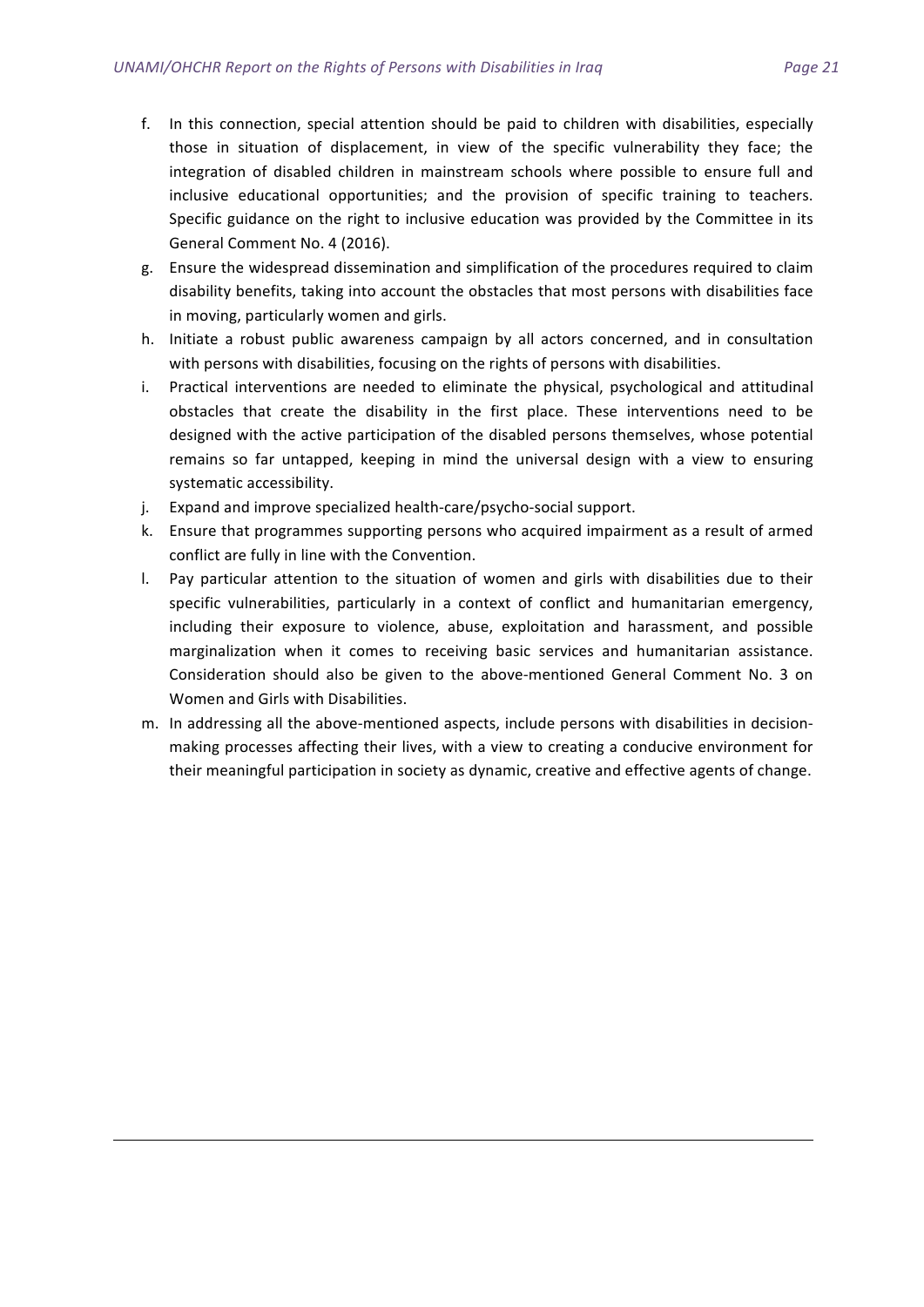f. In this connection, special attention should be paid to children with disabilities, especially those in situation of displacement, in view of the specific vulnerability they face; the integration of disabled children in mainstream schools where possible to ensure full and inclusive educational opportunities; and the provision of specific training to teachers. Specific guidance on the right to inclusive education was provided by the Committee in its General Comment No. 4 (2016).

g. Ensure the widespread dissemination and simplification of the procedures required to claim disability benefits, taking into account the obstacles that most persons with disabilities face in moving, particularly women and girls.

h. Initiate a robust public awareness campaign by all actors concerned, and in consultation with persons with disabilities, focusing on the rights of persons with disabilities.

i. Practical interventions are needed to eliminate the physical, psychological and attitudinal obstacles that create the disability in the first place. These interventions need to be designed with the active participation of the disabled persons themselves, whose potential remains so far untapped, keeping in mind the universal design with a view to ensuring systematic accessibility.

j. Expand and improve specialized health-care/psycho-social support.

k. Ensure that programmes supporting persons who acquired impairment as a result of armed conflict are fully in line with the Convention.

l. Pay particular attention to the situation of women and girls with disabilities due to their specific vulnerabilities, particularly in a context of conflict and humanitarian emergency, including their exposure to violence, abuse, exploitation and harassment, and possible marginalization when it comes to receiving basic services and humanitarian assistance. Consideration should also be given to the above-mentioned General Comment No. 3 on Women and Girls with Disabilities.

m. In addressing all the above-mentioned aspects, include persons with disabilities in decision-making processes affecting their lives, with a view to creating a conducive environment for their meaningful participation in society as dynamic, creative and effective agents of change.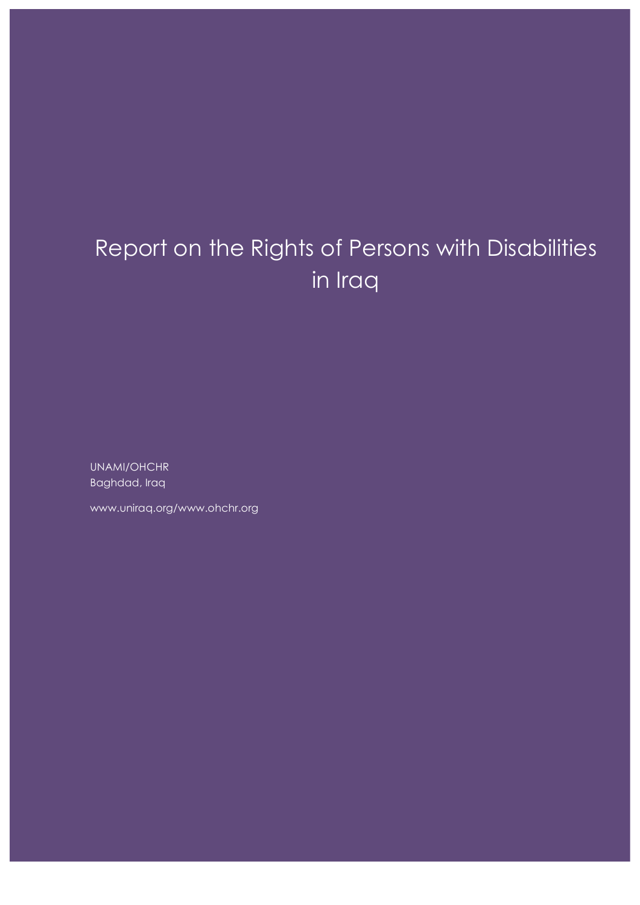# Report on the Rights of Persons with Disabilities in Iraq

UNAMI/OHCHR
Baghdad, Iraq

www.uniraq.org/www.ohchr.org